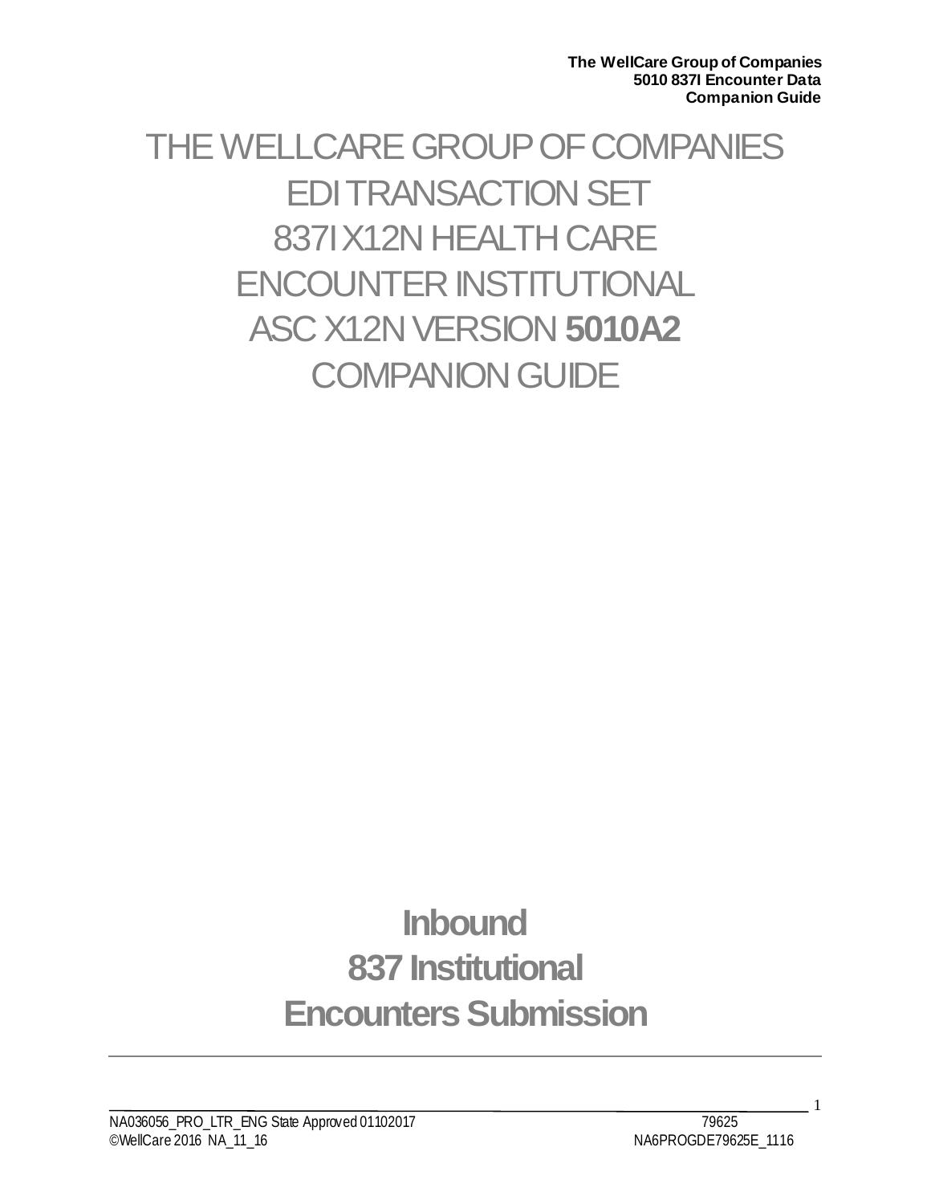# THE WELLCARE GROUP OF COMPANIES EDI TRANSACTION SET 837I X12N HEALTH CARE ENCOUNTER INSTITUTIONAL ASC X12N VERSION **5010A2** COMPANION GUIDE

## Inbound 837 Institutional Encounters Submission

NA036056_PRO_LTR_ENG State Approved 01102017 79625
©WellCare 2016 NA_11_16 NA6PROGDE79625E_1116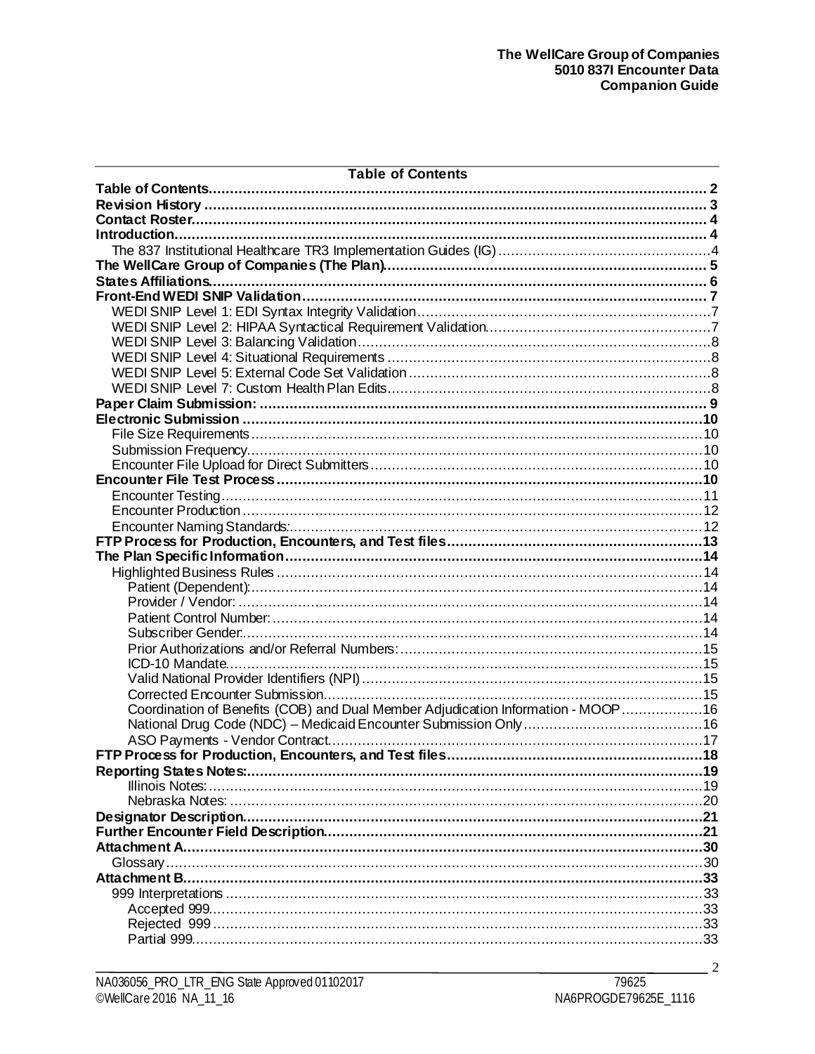## Table of Contents

**Table of Contents** .......... **2**
**Revision History** .......... **3**
**Contact Roster** .......... **4**
**Introduction** .......... **4**
- The 837 Institutional Healthcare TR3 Implementation Guides (IG) .......... 4

**The WellCare Group of Companies (The Plan)** .......... **5**
**States Affiliations** .......... **6**
**Front-End WEDI SNIP Validation** .......... **7**
- WEDI SNIP Level 1: EDI Syntax Integrity Validation .......... 7
- WEDI SNIP Level 2: HIPAA Syntactical Requirement Validation .......... 7
- WEDI SNIP Level 3: Balancing Validation .......... 8
- WEDI SNIP Level 4: Situational Requirements .......... 8
- WEDI SNIP Level 5: External Code Set Validation .......... 8
- WEDI SNIP Level 7: Custom Health Plan Edits .......... 8

**Paper Claim Submission:** .......... **9**
**Electronic Submission** .......... **10**
- File Size Requirements .......... 10
- Submission Frequency .......... 10
- Encounter File Upload for Direct Submitters .......... 10

**Encounter File Test Process** .......... **10**
- Encounter Testing .......... 11
- Encounter Production .......... 12
- Encounter Naming Standards: .......... 12

**FTP Process for Production, Encounters, and Test files** .......... **13**
**The Plan Specific Information** .......... **14**
- Highlighted Business Rules .......... 14
  - Patient (Dependent): .......... 14
  - Provider / Vendor: .......... 14
  - Patient Control Number: .......... 14
  - Subscriber Gender: .......... 14
  - Prior Authorizations and/or Referral Numbers: .......... 15
  - ICD-10 Mandate .......... 15
  - Valid National Provider Identifiers (NPI) .......... 15
  - Corrected Encounter Submission .......... 15
  - Coordination of Benefits (COB) and Dual Member Adjudication Information - MOOP .......... 16
  - National Drug Code (NDC) – Medicaid Encounter Submission Only .......... 16
  - ASO Payments - Vendor Contract .......... 17

**FTP Process for Production, Encounters, and Test files** .......... **18**
**Reporting States Notes:** .......... **19**
- Illinois Notes: .......... 19
- Nebraska Notes: .......... 20

**Designator Description** .......... **21**
**Further Encounter Field Description** .......... **21**
**Attachment A** .......... **30**
- Glossary .......... 30

**Attachment B** .......... **33**
- 999 Interpretations .......... 33
  - Accepted 999 .......... 33
  - Rejected 999 .......... 33
  - Partial 999 .......... 33

NA036056_PRO_LTR_ENG State Approved 01102017 79625
©WellCare 2016 NA_11_16 NA6PROGDE79625E_1116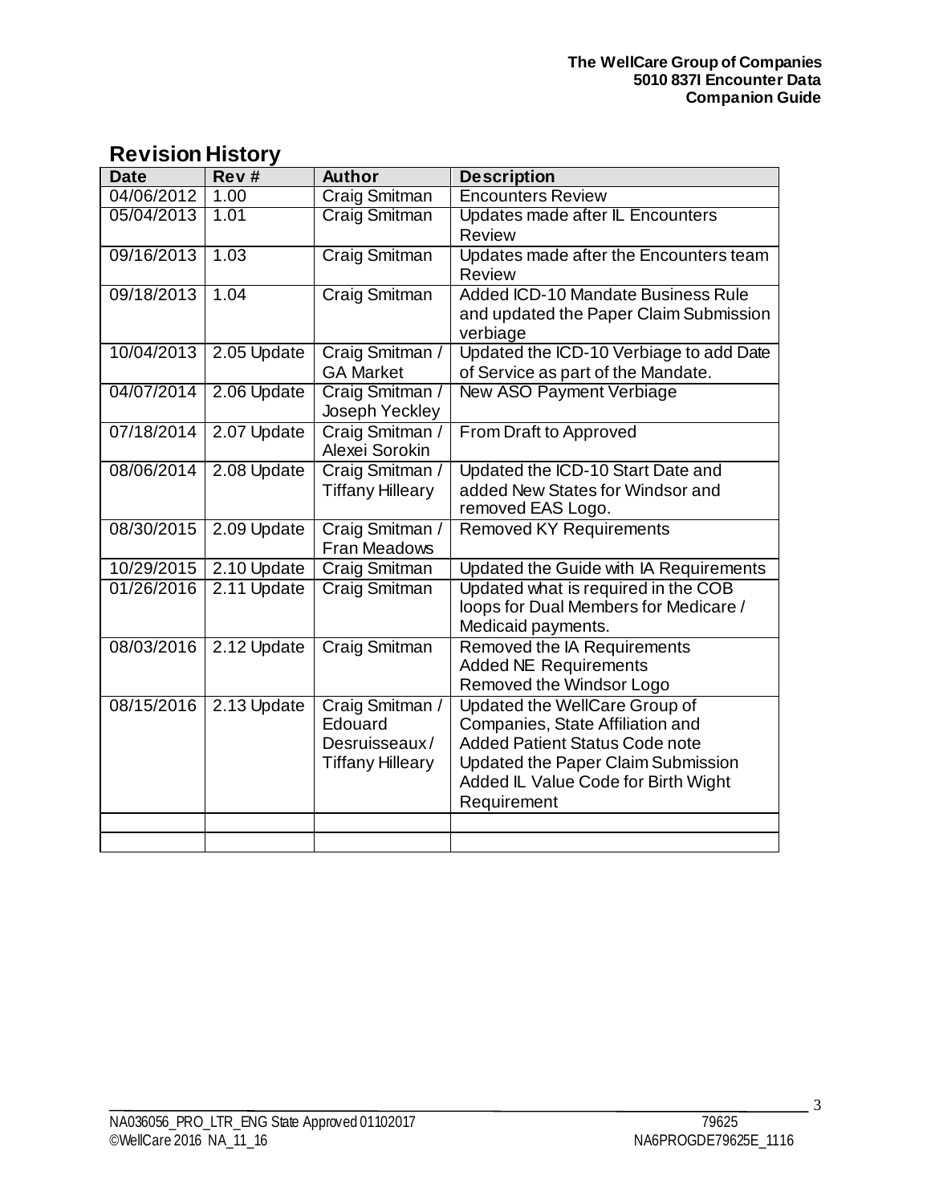## Revision History

| Date | Rev # | Author | Description |
|---|---|---|---|
| 04/06/2012 | 1.00 | Craig Smitman | Encounters Review |
| 05/04/2013 | 1.01 | Craig Smitman | Updates made after IL Encounters Review |
| 09/16/2013 | 1.03 | Craig Smitman | Updates made after the Encounters team Review |
| 09/18/2013 | 1.04 | Craig Smitman | Added ICD-10 Mandate Business Rule and updated the Paper Claim Submission verbiage |
| 10/04/2013 | 2.05 Update | Craig Smitman / GA Market | Updated the ICD-10 Verbiage to add Date of Service as part of the Mandate. |
| 04/07/2014 | 2.06 Update | Craig Smitman / Joseph Yeckley | New ASO Payment Verbiage |
| 07/18/2014 | 2.07 Update | Craig Smitman / Alexei Sorokin | From Draft to Approved |
| 08/06/2014 | 2.08 Update | Craig Smitman / Tiffany Hilleary | Updated the ICD-10 Start Date and added New States for Windsor and removed EAS Logo. |
| 08/30/2015 | 2.09 Update | Craig Smitman / Fran Meadows | Removed KY Requirements |
| 10/29/2015 | 2.10 Update | Craig Smitman | Updated the Guide with IA Requirements |
| 01/26/2016 | 2.11 Update | Craig Smitman | Updated what is required in the COB loops for Dual Members for Medicare / Medicaid payments. |
| 08/03/2016 | 2.12 Update | Craig Smitman | Removed the IA Requirements<br>Added NE Requirements<br>Removed the Windsor Logo |
| 08/15/2016 | 2.13 Update | Craig Smitman / Edouard Desruisseaux / Tiffany Hilleary | Updated the WellCare Group of Companies, State Affiliation and Added Patient Status Code note<br>Updated the Paper Claim Submission<br>Added IL Value Code for Birth Wight Requirement |
| | | | |
| | | | |

NA036056_PRO_LTR_ENG State Approved 01102017 79625
©WellCare 2016 NA_11_16 NA6PROGDE79625E_1116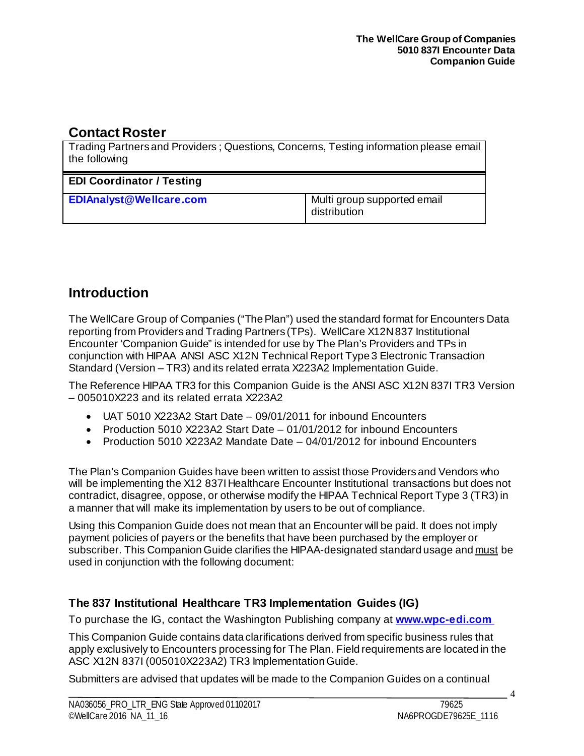## Contact Roster

| Trading Partners and Providers ; Questions, Concerns, Testing information please email the following | |
|---|---|
| **EDI Coordinator / Testing** | |
| **EDIAnalyst@Wellcare.com** | Multi group supported email distribution |

## Introduction

The WellCare Group of Companies ("The Plan") used the standard format for Encounters Data reporting from Providers and Trading Partners (TPs). WellCare X12N 837 Institutional Encounter 'Companion Guide" is intended for use by The Plan's Providers and TPs in conjunction with HIPAA ANSI ASC X12N Technical Report Type 3 Electronic Transaction Standard (Version – TR3) and its related errata X223A2 Implementation Guide.

The Reference HIPAA TR3 for this Companion Guide is the ANSI ASC X12N 837I TR3 Version – 005010X223 and its related errata X223A2

- UAT 5010 X223A2 Start Date – 09/01/2011 for inbound Encounters
- Production 5010 X223A2 Start Date – 01/01/2012 for inbound Encounters
- Production 5010 X223A2 Mandate Date – 04/01/2012 for inbound Encounters

The Plan's Companion Guides have been written to assist those Providers and Vendors who will be implementing the X12 837I Healthcare Encounter Institutional transactions but does not contradict, disagree, oppose, or otherwise modify the HIPAA Technical Report Type 3 (TR3) in a manner that will make its implementation by users to be out of compliance.

Using this Companion Guide does not mean that an Encounter will be paid. It does not imply payment policies of payers or the benefits that have been purchased by the employer or subscriber. This Companion Guide clarifies the HIPAA-designated standard usage and must be used in conjunction with the following document:

### The 837 Institutional Healthcare TR3 Implementation Guides (IG)

To purchase the IG, contact the Washington Publishing company at **www.wpc-edi.com**

This Companion Guide contains data clarifications derived from specific business rules that apply exclusively to Encounters processing for The Plan. Field requirements are located in the ASC X12N 837I (005010X223A2) TR3 Implementation Guide.

Submitters are advised that updates will be made to the Companion Guides on a continual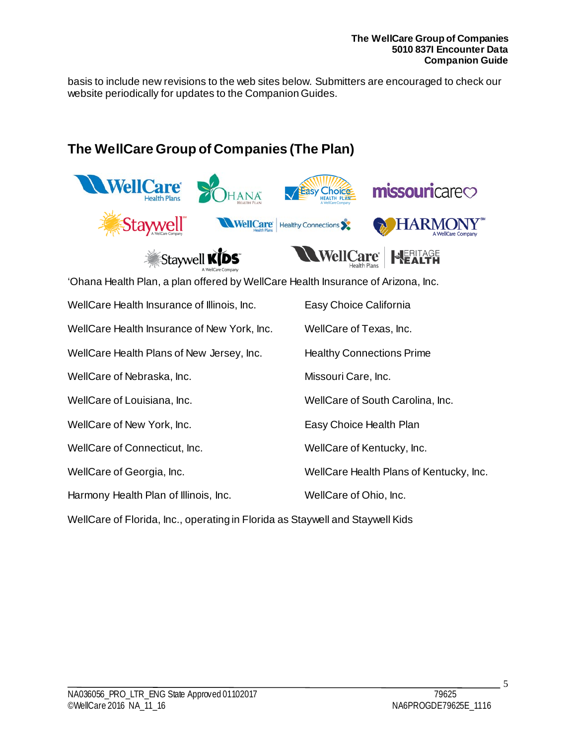basis to include new revisions to the web sites below. Submitters are encouraged to check our website periodically for updates to the Companion Guides.

## The WellCare Group of Companies (The Plan)

'Ohana Health Plan, a plan offered by WellCare Health Insurance of Arizona, Inc.

WellCare Health Insurance of Illinois, Inc.

WellCare Health Insurance of New York, Inc.

WellCare Health Plans of New Jersey, Inc.

WellCare of Nebraska, Inc.

WellCare of Louisiana, Inc.

WellCare of New York, Inc.

WellCare of Connecticut, Inc.

WellCare of Georgia, Inc.

Harmony Health Plan of Illinois, Inc.

Easy Choice California

WellCare of Texas, Inc.

Healthy Connections Prime

Missouri Care, Inc.

WellCare of South Carolina, Inc.

Easy Choice Health Plan

WellCare of Kentucky, Inc.

WellCare Health Plans of Kentucky, Inc.

WellCare of Ohio, Inc.

WellCare of Florida, Inc., operating in Florida as Staywell and Staywell Kids

NA036056_PRO_LTR_ENG State Approved 01102017
©WellCare 2016 NA_11_16

79625
NA6PROGDE79625E_1116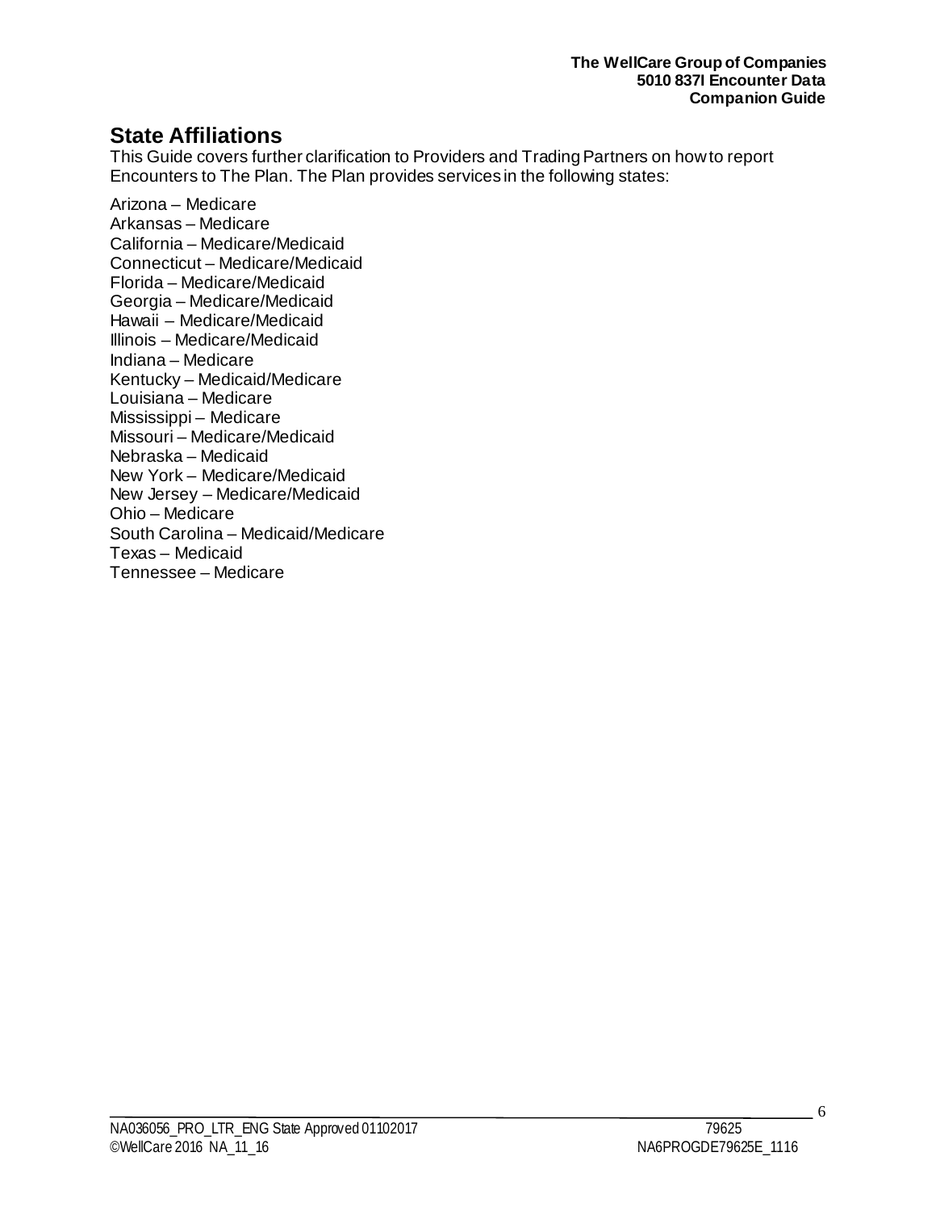## State Affiliations

This Guide covers further clarification to Providers and Trading Partners on how to report Encounters to The Plan. The Plan provides services in the following states:

Arizona – Medicare
Arkansas – Medicare
California – Medicare/Medicaid
Connecticut – Medicare/Medicaid
Florida – Medicare/Medicaid
Georgia – Medicare/Medicaid
Hawaii – Medicare/Medicaid
Illinois – Medicare/Medicaid
Indiana – Medicare
Kentucky – Medicaid/Medicare
Louisiana – Medicare
Mississippi – Medicare
Missouri – Medicare/Medicaid
Nebraska – Medicaid
New York – Medicare/Medicaid
New Jersey – Medicare/Medicaid
Ohio – Medicare
South Carolina – Medicaid/Medicare
Texas – Medicaid
Tennessee – Medicare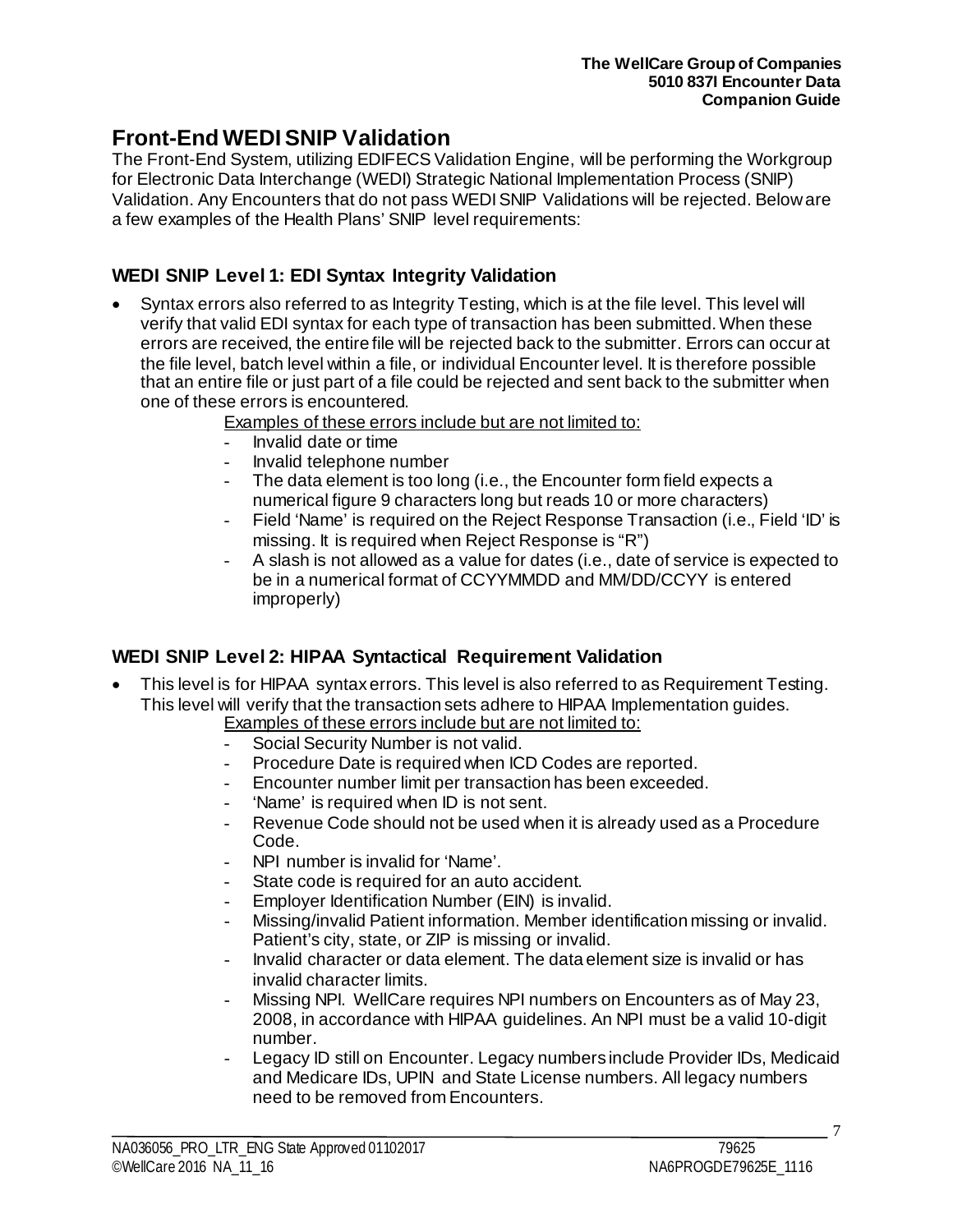# Front-End WEDI SNIP Validation

The Front-End System, utilizing EDIFECS Validation Engine, will be performing the Workgroup for Electronic Data Interchange (WEDI) Strategic National Implementation Process (SNIP) Validation. Any Encounters that do not pass WEDI SNIP Validations will be rejected. Below are a few examples of the Health Plans' SNIP level requirements:

## WEDI SNIP Level 1: EDI Syntax Integrity Validation

- Syntax errors also referred to as Integrity Testing, which is at the file level. This level will verify that valid EDI syntax for each type of transaction has been submitted. When these errors are received, the entire file will be rejected back to the submitter. Errors can occur at the file level, batch level within a file, or individual Encounter level. It is therefore possible that an entire file or just part of a file could be rejected and sent back to the submitter when one of these errors is encountered.

  Examples of these errors include but are not limited to:
  - Invalid date or time
  - Invalid telephone number
  - The data element is too long (i.e., the Encounter form field expects a numerical figure 9 characters long but reads 10 or more characters)
  - Field 'Name' is required on the Reject Response Transaction (i.e., Field 'ID' is missing. It is required when Reject Response is "R")
  - A slash is not allowed as a value for dates (i.e., date of service is expected to be in a numerical format of CCYYMMDD and MM/DD/CCYY is entered improperly)

## WEDI SNIP Level 2: HIPAA Syntactical Requirement Validation

- This level is for HIPAA syntax errors. This level is also referred to as Requirement Testing. This level will verify that the transaction sets adhere to HIPAA Implementation guides.

  Examples of these errors include but are not limited to:
  - Social Security Number is not valid.
  - Procedure Date is required when ICD Codes are reported.
  - Encounter number limit per transaction has been exceeded.
  - 'Name' is required when ID is not sent.
  - Revenue Code should not be used when it is already used as a Procedure Code.
  - NPI number is invalid for 'Name'.
  - State code is required for an auto accident.
  - Employer Identification Number (EIN) is invalid.
  - Missing/invalid Patient information. Member identification missing or invalid. Patient's city, state, or ZIP is missing or invalid.
  - Invalid character or data element. The data element size is invalid or has invalid character limits.
  - Missing NPI. WellCare requires NPI numbers on Encounters as of May 23, 2008, in accordance with HIPAA guidelines. An NPI must be a valid 10-digit number.
  - Legacy ID still on Encounter. Legacy numbers include Provider IDs, Medicaid and Medicare IDs, UPIN and State License numbers. All legacy numbers need to be removed from Encounters.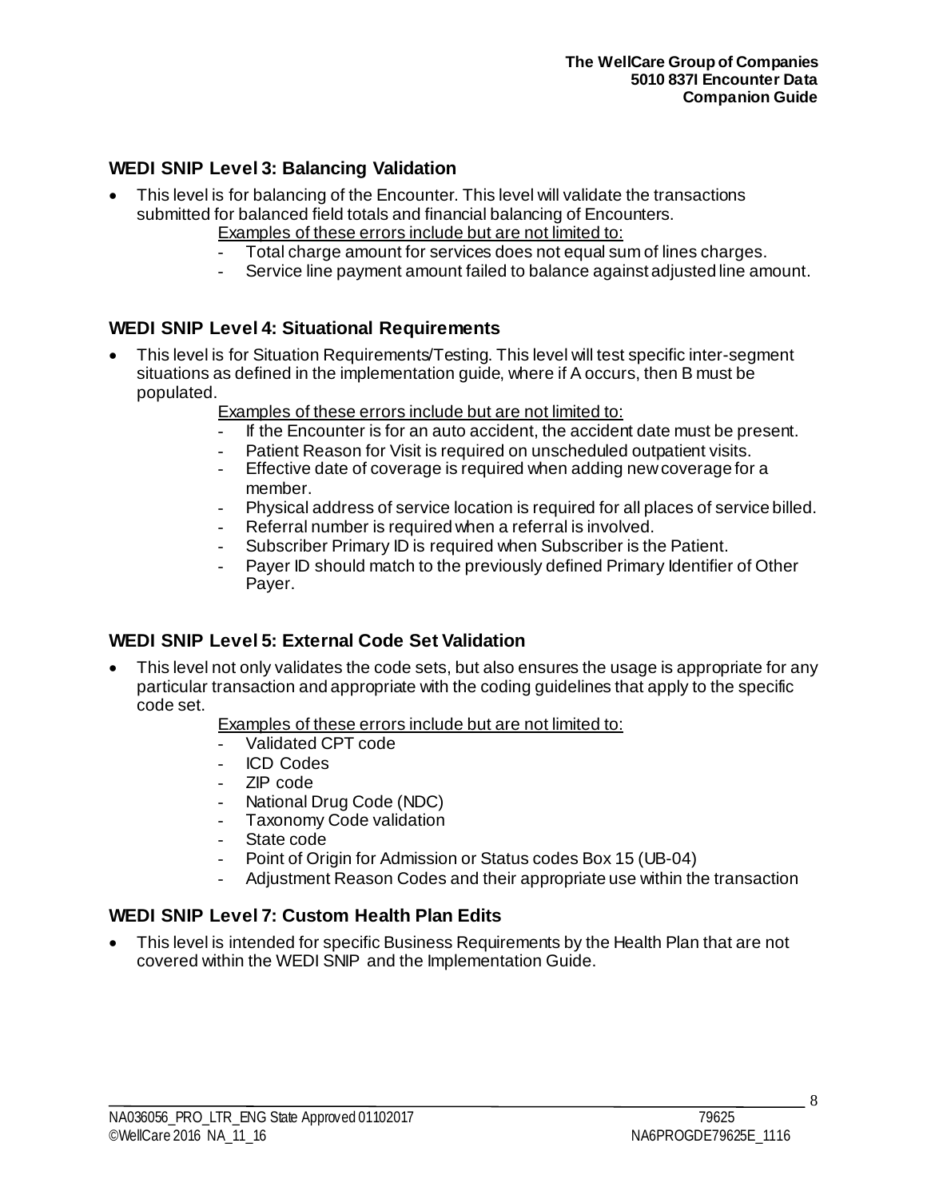### WEDI SNIP Level 3: Balancing Validation

- This level is for balancing of the Encounter. This level will validate the transactions submitted for balanced field totals and financial balancing of Encounters.

  Examples of these errors include but are not limited to:
  - Total charge amount for services does not equal sum of lines charges.
  - Service line payment amount failed to balance against adjusted line amount.

### WEDI SNIP Level 4: Situational Requirements

- This level is for Situation Requirements/Testing. This level will test specific inter-segment situations as defined in the implementation guide, where if A occurs, then B must be populated.

  Examples of these errors include but are not limited to:
  - If the Encounter is for an auto accident, the accident date must be present.
  - Patient Reason for Visit is required on unscheduled outpatient visits.
  - Effective date of coverage is required when adding new coverage for a member.
  - Physical address of service location is required for all places of service billed.
  - Referral number is required when a referral is involved.
  - Subscriber Primary ID is required when Subscriber is the Patient.
  - Payer ID should match to the previously defined Primary Identifier of Other Payer.

### WEDI SNIP Level 5: External Code Set Validation

- This level not only validates the code sets, but also ensures the usage is appropriate for any particular transaction and appropriate with the coding guidelines that apply to the specific code set.

  Examples of these errors include but are not limited to:
  - Validated CPT code
  - ICD Codes
  - ZIP code
  - National Drug Code (NDC)
  - Taxonomy Code validation
  - State code
  - Point of Origin for Admission or Status codes Box 15 (UB-04)
  - Adjustment Reason Codes and their appropriate use within the transaction

### WEDI SNIP Level 7: Custom Health Plan Edits

- This level is intended for specific Business Requirements by the Health Plan that are not covered within the WEDI SNIP and the Implementation Guide.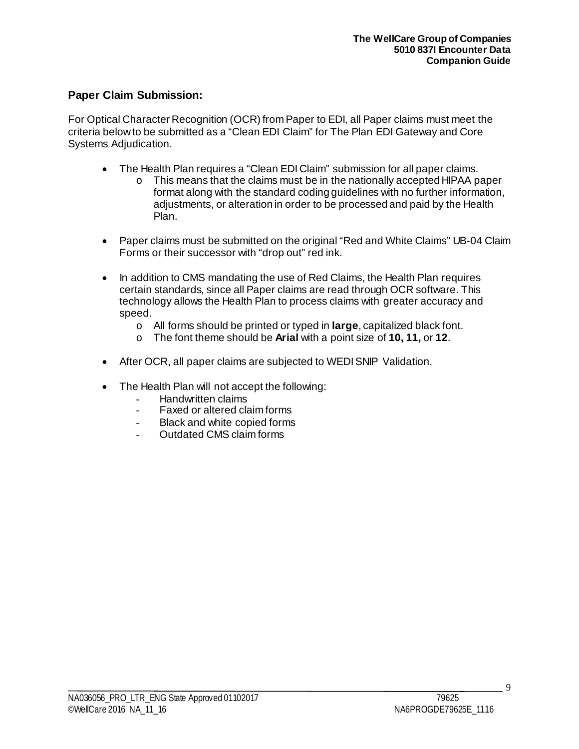## Paper Claim Submission:

For Optical Character Recognition (OCR) from Paper to EDI, all Paper claims must meet the criteria below to be submitted as a "Clean EDI Claim" for The Plan EDI Gateway and Core Systems Adjudication.

- The Health Plan requires a "Clean EDI Claim" submission for all paper claims.
  - This means that the claims must be in the nationally accepted HIPAA paper format along with the standard coding guidelines with no further information, adjustments, or alteration in order to be processed and paid by the Health Plan.

- Paper claims must be submitted on the original "Red and White Claims" UB-04 Claim Forms or their successor with "drop out" red ink.

- In addition to CMS mandating the use of Red Claims, the Health Plan requires certain standards, since all Paper claims are read through OCR software. This technology allows the Health Plan to process claims with greater accuracy and speed.
  - All forms should be printed or typed in **large**, capitalized black font.
  - The font theme should be **Arial** with a point size of **10, 11,** or **12**.

- After OCR, all paper claims are subjected to WEDI SNIP Validation.

- The Health Plan will not accept the following:
  - Handwritten claims
  - Faxed or altered claim forms
  - Black and white copied forms
  - Outdated CMS claim forms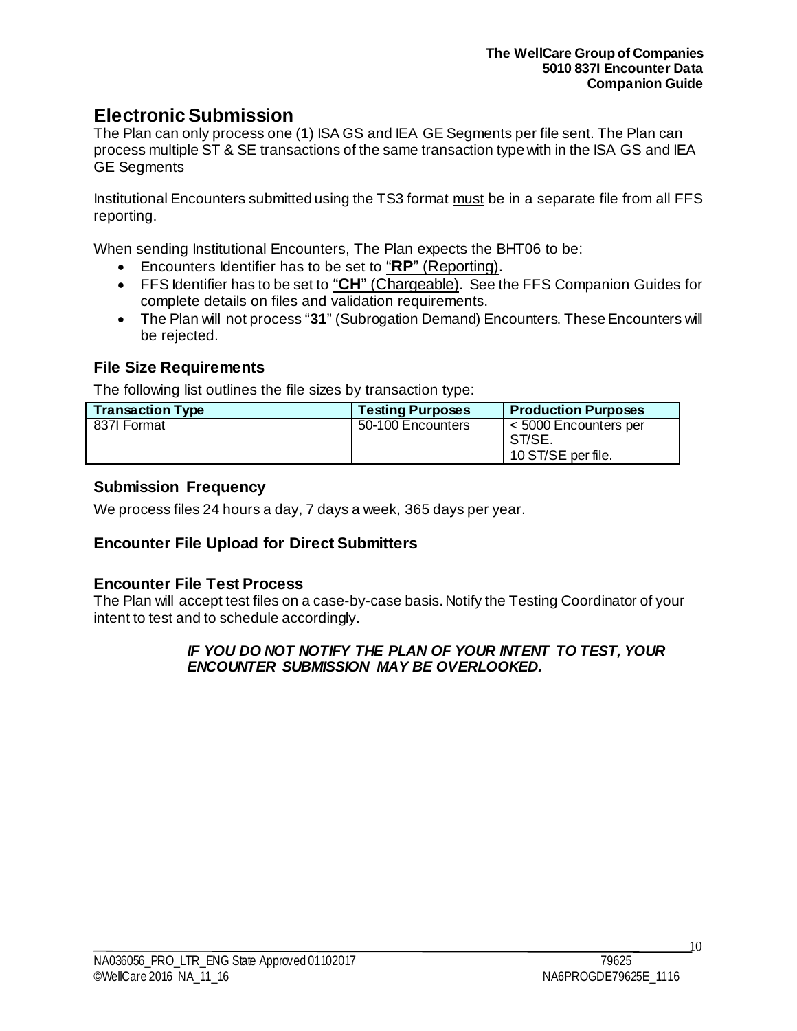## Electronic Submission

The Plan can only process one (1) ISA GS and IEA GE Segments per file sent. The Plan can process multiple ST & SE transactions of the same transaction type with in the ISA GS and IEA GE Segments

Institutional Encounters submitted using the TS3 format must be in a separate file from all FFS reporting.

When sending Institutional Encounters, The Plan expects the BHT06 to be:

- Encounters Identifier has to be set to "**RP**" (Reporting).
- FFS Identifier has to be set to "**CH**" (Chargeable). See the FFS Companion Guides for complete details on files and validation requirements.
- The Plan will not process "**31**" (Subrogation Demand) Encounters. These Encounters will be rejected.

### File Size Requirements

The following list outlines the file sizes by transaction type:

| Transaction Type | Testing Purposes | Production Purposes |
| --- | --- | --- |
| 837I Format | 50-100 Encounters | < 5000 Encounters per ST/SE.<br>10 ST/SE per file. |

### Submission Frequency

We process files 24 hours a day, 7 days a week, 365 days per year.

### Encounter File Upload for Direct Submitters

### Encounter File Test Process

The Plan will accept test files on a case-by-case basis. Notify the Testing Coordinator of your intent to test and to schedule accordingly.

***IF YOU DO NOT NOTIFY THE PLAN OF YOUR INTENT TO TEST, YOUR ENCOUNTER SUBMISSION MAY BE OVERLOOKED.***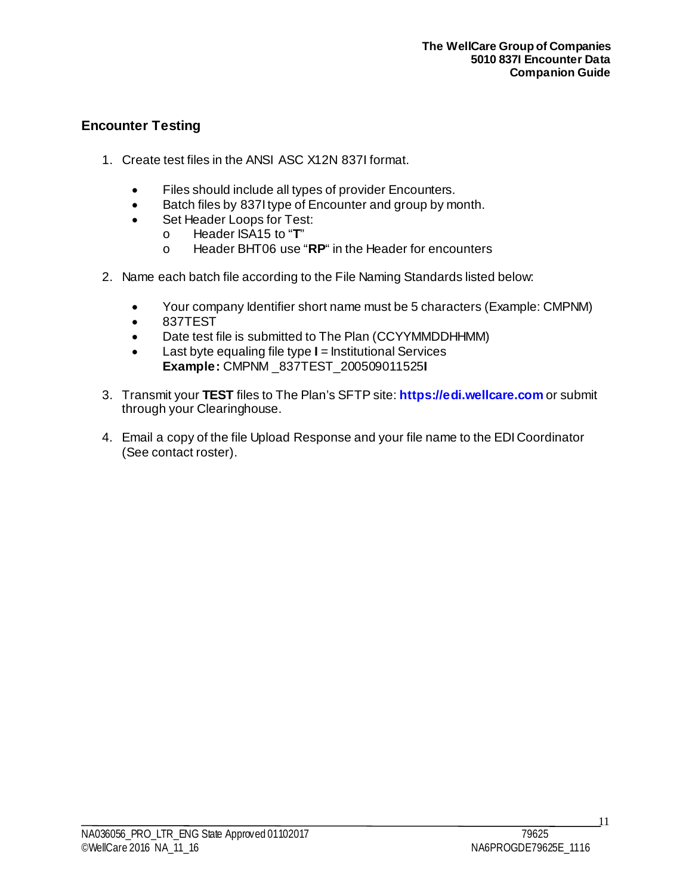## Encounter Testing

1. Create test files in the ANSI ASC X12N 837I format.

   - Files should include all types of provider Encounters.
   - Batch files by 837I type of Encounter and group by month.
   - Set Header Loops for Test:
     - Header ISA15 to "**T**"
     - Header BHT06 use "**RP**" in the Header for encounters

2. Name each batch file according to the File Naming Standards listed below:

   - Your company Identifier short name must be 5 characters (Example: CMPNM)
   - 837TEST
   - Date test file is submitted to The Plan (CCYYMMDDHHMM)
   - Last byte equaling file type **I** = Institutional Services
     **Example:** CMPNM _837TEST_200509011525**I**

3. Transmit your **TEST** files to The Plan's SFTP site: **https://edi.wellcare.com** or submit through your Clearinghouse.

4. Email a copy of the file Upload Response and your file name to the EDI Coordinator (See contact roster).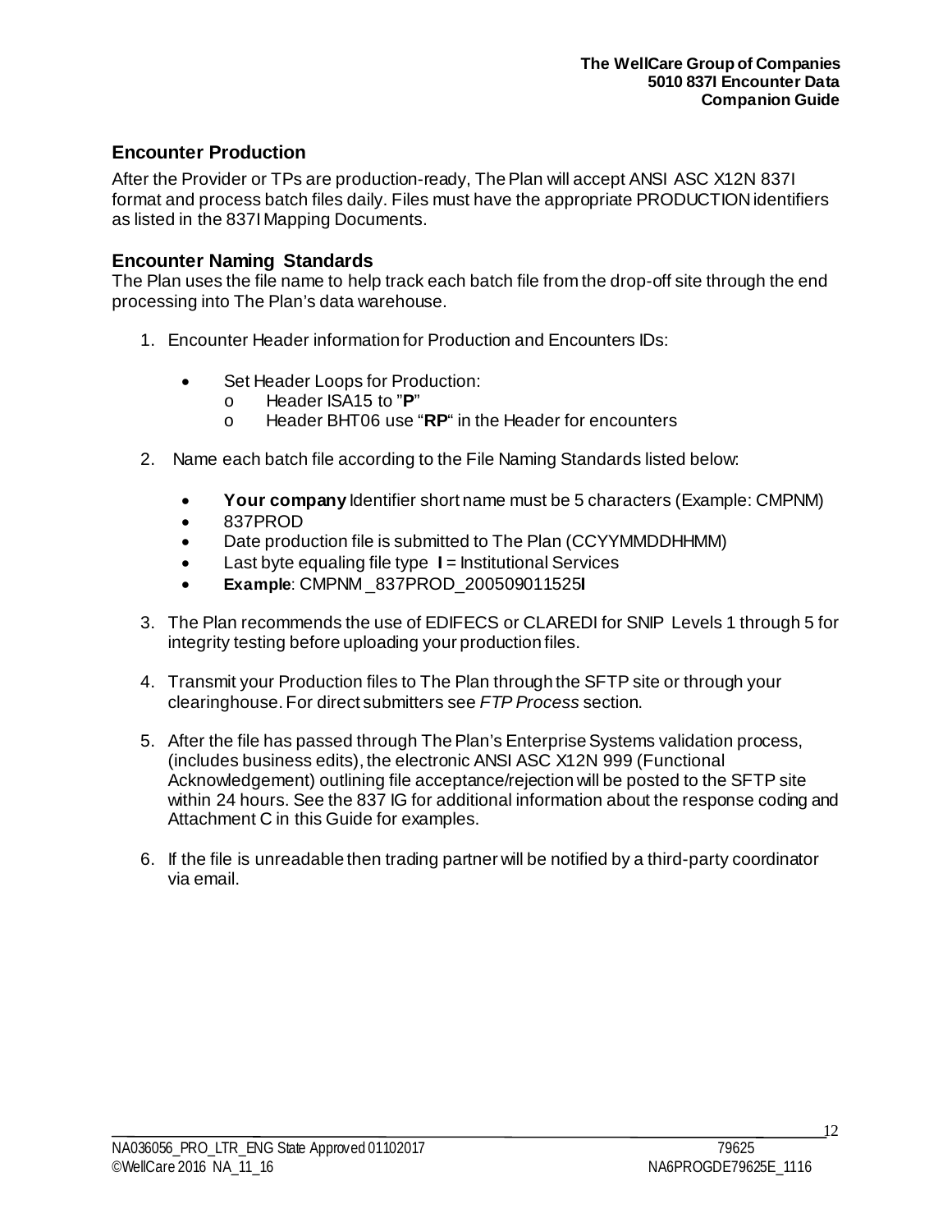## Encounter Production

After the Provider or TPs are production-ready, The Plan will accept ANSI ASC X12N 837I format and process batch files daily. Files must have the appropriate PRODUCTION identifiers as listed in the 837I Mapping Documents.

## Encounter Naming Standards

The Plan uses the file name to help track each batch file from the drop-off site through the end processing into The Plan's data warehouse.

1. Encounter Header information for Production and Encounters IDs:
   - Set Header Loops for Production:
     - Header ISA15 to "**P**"
     - Header BHT06 use "**RP**" in the Header for encounters
2. Name each batch file according to the File Naming Standards listed below:
   - **Your company** Identifier short name must be 5 characters (Example: CMPNM)
   - 837PROD
   - Date production file is submitted to The Plan (CCYYMMDDHHMM)
   - Last byte equaling file type **I** = Institutional Services
   - **Example**: CMPNM _837PROD_200509011525**I**
3. The Plan recommends the use of EDIFECS or CLAREDI for SNIP Levels 1 through 5 for integrity testing before uploading your production files.
4. Transmit your Production files to The Plan through the SFTP site or through your clearinghouse. For direct submitters see *FTP Process* section.
5. After the file has passed through The Plan's Enterprise Systems validation process, (includes business edits), the electronic ANSI ASC X12N 999 (Functional Acknowledgement) outlining file acceptance/rejection will be posted to the SFTP site within 24 hours. See the 837 IG for additional information about the response coding and Attachment C in this Guide for examples.
6. If the file is unreadable then trading partner will be notified by a third-party coordinator via email.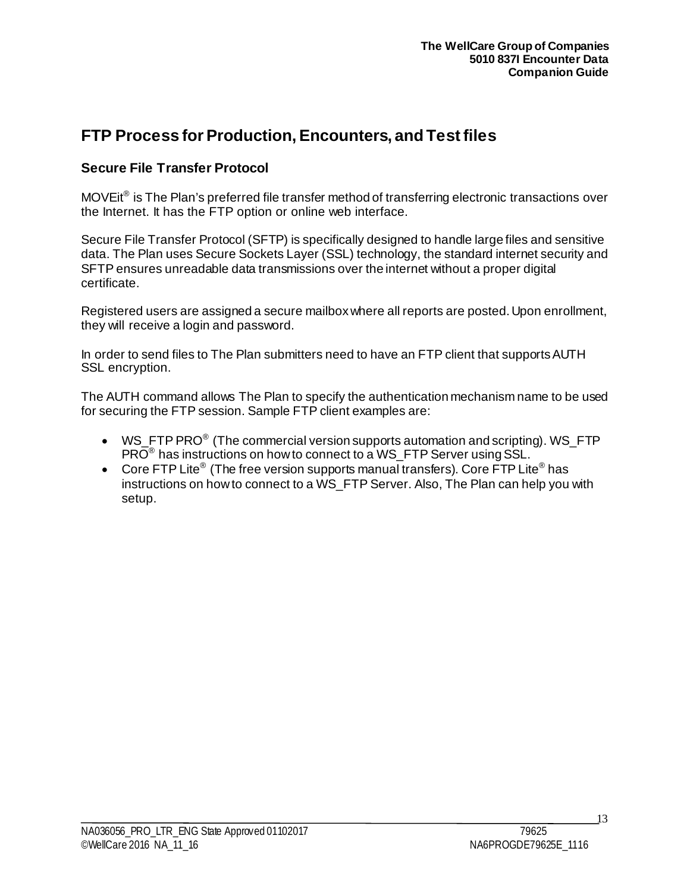## FTP Process for Production, Encounters, and Test files

### Secure File Transfer Protocol

MOVEit® is The Plan's preferred file transfer method of transferring electronic transactions over the Internet. It has the FTP option or online web interface.

Secure File Transfer Protocol (SFTP) is specifically designed to handle large files and sensitive data. The Plan uses Secure Sockets Layer (SSL) technology, the standard internet security and SFTP ensures unreadable data transmissions over the internet without a proper digital certificate.

Registered users are assigned a secure mailbox where all reports are posted. Upon enrollment, they will receive a login and password.

In order to send files to The Plan submitters need to have an FTP client that supports AUTH SSL encryption.

The AUTH command allows The Plan to specify the authentication mechanism name to be used for securing the FTP session. Sample FTP client examples are:

- WS_FTP PRO® (The commercial version supports automation and scripting). WS_FTP PRO® has instructions on how to connect to a WS_FTP Server using SSL.
- Core FTP Lite® (The free version supports manual transfers). Core FTP Lite® has instructions on how to connect to a WS_FTP Server. Also, The Plan can help you with setup.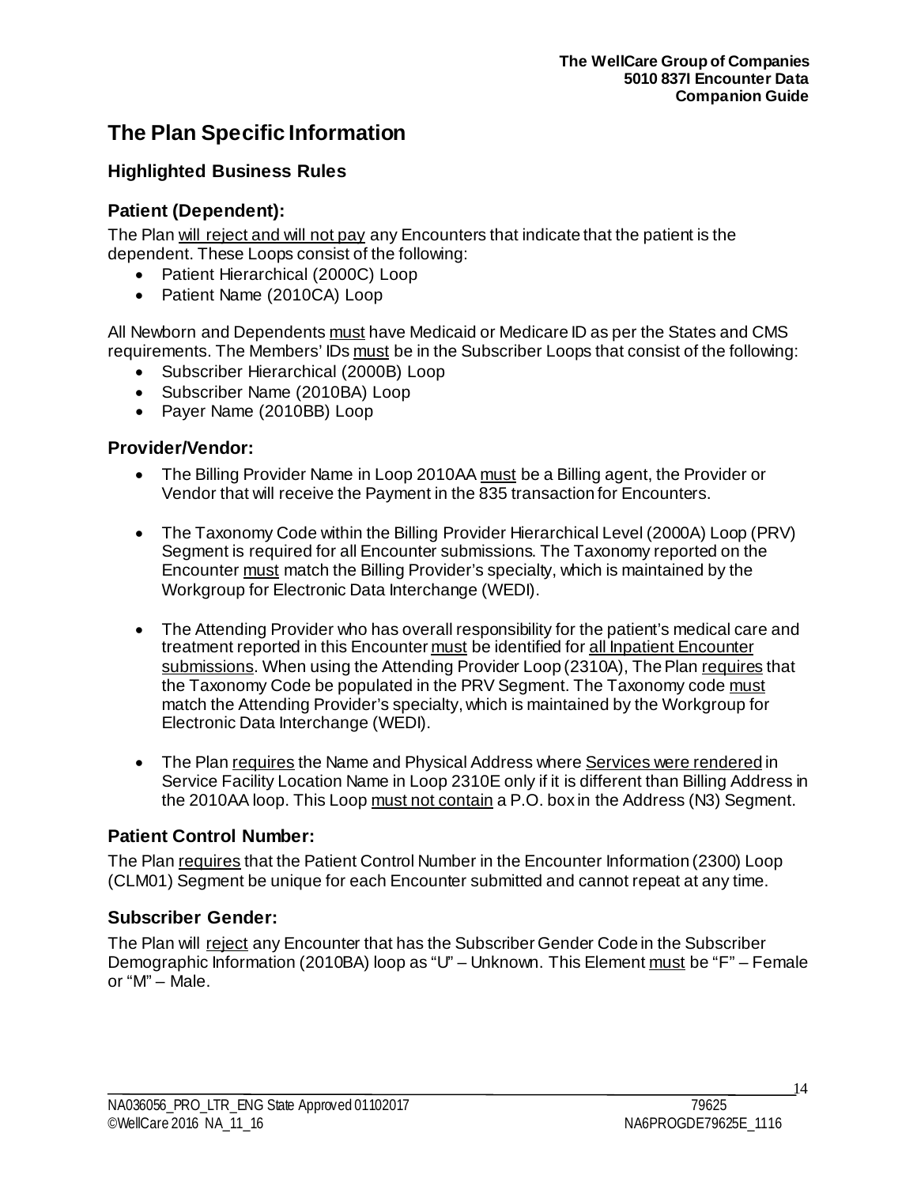# The Plan Specific Information

## Highlighted Business Rules

### Patient (Dependent):

The Plan will reject and will not pay any Encounters that indicate that the patient is the dependent. These Loops consist of the following:

- Patient Hierarchical (2000C) Loop
- Patient Name (2010CA) Loop

All Newborn and Dependents must have Medicaid or Medicare ID as per the States and CMS requirements. The Members' IDs must be in the Subscriber Loops that consist of the following:

- Subscriber Hierarchical (2000B) Loop
- Subscriber Name (2010BA) Loop
- Payer Name (2010BB) Loop

### Provider/Vendor:

- The Billing Provider Name in Loop 2010AA must be a Billing agent, the Provider or Vendor that will receive the Payment in the 835 transaction for Encounters.
- The Taxonomy Code within the Billing Provider Hierarchical Level (2000A) Loop (PRV) Segment is required for all Encounter submissions. The Taxonomy reported on the Encounter must match the Billing Provider's specialty, which is maintained by the Workgroup for Electronic Data Interchange (WEDI).
- The Attending Provider who has overall responsibility for the patient's medical care and treatment reported in this Encounter must be identified for all Inpatient Encounter submissions. When using the Attending Provider Loop (2310A), The Plan requires that the Taxonomy Code be populated in the PRV Segment. The Taxonomy code must match the Attending Provider's specialty, which is maintained by the Workgroup for Electronic Data Interchange (WEDI).
- The Plan requires the Name and Physical Address where Services were rendered in Service Facility Location Name in Loop 2310E only if it is different than Billing Address in the 2010AA loop. This Loop must not contain a P.O. box in the Address (N3) Segment.

### Patient Control Number:

The Plan requires that the Patient Control Number in the Encounter Information (2300) Loop (CLM01) Segment be unique for each Encounter submitted and cannot repeat at any time.

### Subscriber Gender:

The Plan will reject any Encounter that has the Subscriber Gender Code in the Subscriber Demographic Information (2010BA) loop as "U" – Unknown. This Element must be "F" – Female or "M" – Male.

NA036056_PRO_LTR_ENG State Approved 01102017 79625
©WellCare 2016 NA_11_16 NA6PROGDE79625E_1116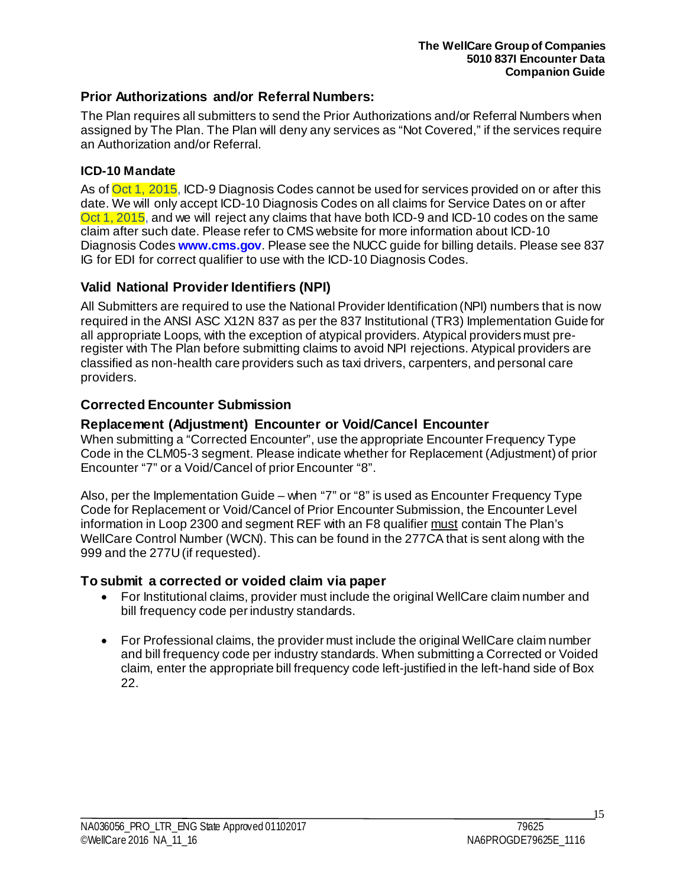## Prior Authorizations and/or Referral Numbers:

The Plan requires all submitters to send the Prior Authorizations and/or Referral Numbers when assigned by The Plan. The Plan will deny any services as "Not Covered," if the services require an Authorization and/or Referral.

### ICD-10 Mandate

As of Oct 1, 2015, ICD-9 Diagnosis Codes cannot be used for services provided on or after this date. We will only accept ICD-10 Diagnosis Codes on all claims for Service Dates on or after Oct 1, 2015, and we will reject any claims that have both ICD-9 and ICD-10 codes on the same claim after such date. Please refer to CMS website for more information about ICD-10 Diagnosis Codes **www.cms.gov**. Please see the NUCC guide for billing details. Please see 837 IG for EDI for correct qualifier to use with the ICD-10 Diagnosis Codes.

## Valid National Provider Identifiers (NPI)

All Submitters are required to use the National Provider Identification (NPI) numbers that is now required in the ANSI ASC X12N 837 as per the 837 Institutional (TR3) Implementation Guide for all appropriate Loops, with the exception of atypical providers. Atypical providers must pre-register with The Plan before submitting claims to avoid NPI rejections. Atypical providers are classified as non-health care providers such as taxi drivers, carpenters, and personal care providers.

## Corrected Encounter Submission

### Replacement (Adjustment) Encounter or Void/Cancel Encounter

When submitting a "Corrected Encounter", use the appropriate Encounter Frequency Type Code in the CLM05-3 segment. Please indicate whether for Replacement (Adjustment) of prior Encounter "7" or a Void/Cancel of prior Encounter "8".

Also, per the Implementation Guide – when "7" or "8" is used as Encounter Frequency Type Code for Replacement or Void/Cancel of Prior Encounter Submission, the Encounter Level information in Loop 2300 and segment REF with an F8 qualifier <u>must</u> contain The Plan's WellCare Control Number (WCN). This can be found in the 277CA that is sent along with the 999 and the 277U (if requested).

### To submit a corrected or voided claim via paper

- For Institutional claims, provider must include the original WellCare claim number and bill frequency code per industry standards.

- For Professional claims, the provider must include the original WellCare claim number and bill frequency code per industry standards. When submitting a Corrected or Voided claim, enter the appropriate bill frequency code left-justified in the left-hand side of Box 22.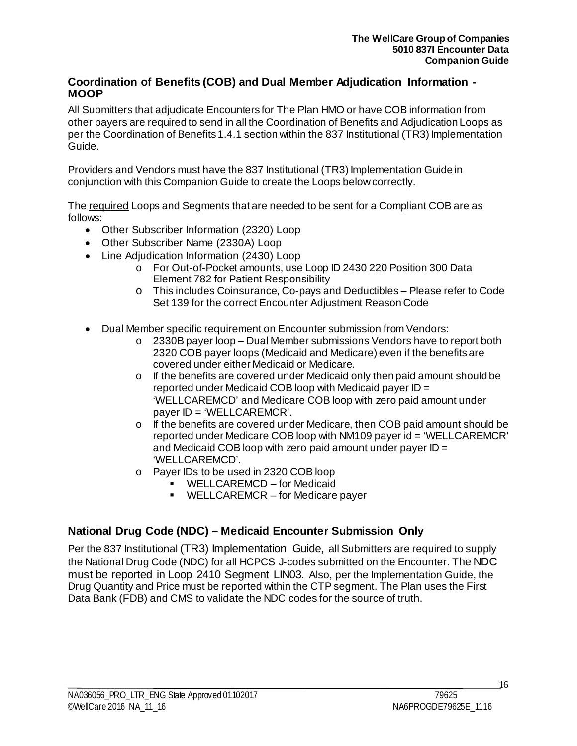## Coordination of Benefits (COB) and Dual Member Adjudication Information - MOOP

All Submitters that adjudicate Encounters for The Plan HMO or have COB information from other payers are required to send in all the Coordination of Benefits and Adjudication Loops as per the Coordination of Benefits 1.4.1 section within the 837 Institutional (TR3) Implementation Guide.

Providers and Vendors must have the 837 Institutional (TR3) Implementation Guide in conjunction with this Companion Guide to create the Loops below correctly.

The required Loops and Segments that are needed to be sent for a Compliant COB are as follows:

- Other Subscriber Information (2320) Loop
- Other Subscriber Name (2330A) Loop
- Line Adjudication Information (2430) Loop
  - For Out-of-Pocket amounts, use Loop ID 2430 220 Position 300 Data Element 782 for Patient Responsibility
  - This includes Coinsurance, Co-pays and Deductibles – Please refer to Code Set 139 for the correct Encounter Adjustment Reason Code

- Dual Member specific requirement on Encounter submission from Vendors:
  - 2330B payer loop – Dual Member submissions Vendors have to report both 2320 COB payer loops (Medicaid and Medicare) even if the benefits are covered under either Medicaid or Medicare.
  - If the benefits are covered under Medicaid only then paid amount should be reported under Medicaid COB loop with Medicaid payer ID = 'WELLCAREMCD' and Medicare COB loop with zero paid amount under payer ID = 'WELLCAREMCR'.
  - If the benefits are covered under Medicare, then COB paid amount should be reported under Medicare COB loop with NM109 payer id = 'WELLCAREMCR' and Medicaid COB loop with zero paid amount under payer ID = 'WELLCAREMCD'.
  - Payer IDs to be used in 2320 COB loop
    - WELLCAREMCD – for Medicaid
    - WELLCAREMCR – for Medicare payer

## National Drug Code (NDC) – Medicaid Encounter Submission Only

Per the 837 Institutional (TR3) Implementation Guide, all Submitters are required to supply the National Drug Code (NDC) for all HCPCS J-codes submitted on the Encounter. The NDC must be reported in Loop 2410 Segment LIN03. Also, per the Implementation Guide, the Drug Quantity and Price must be reported within the CTP segment. The Plan uses the First Data Bank (FDB) and CMS to validate the NDC codes for the source of truth.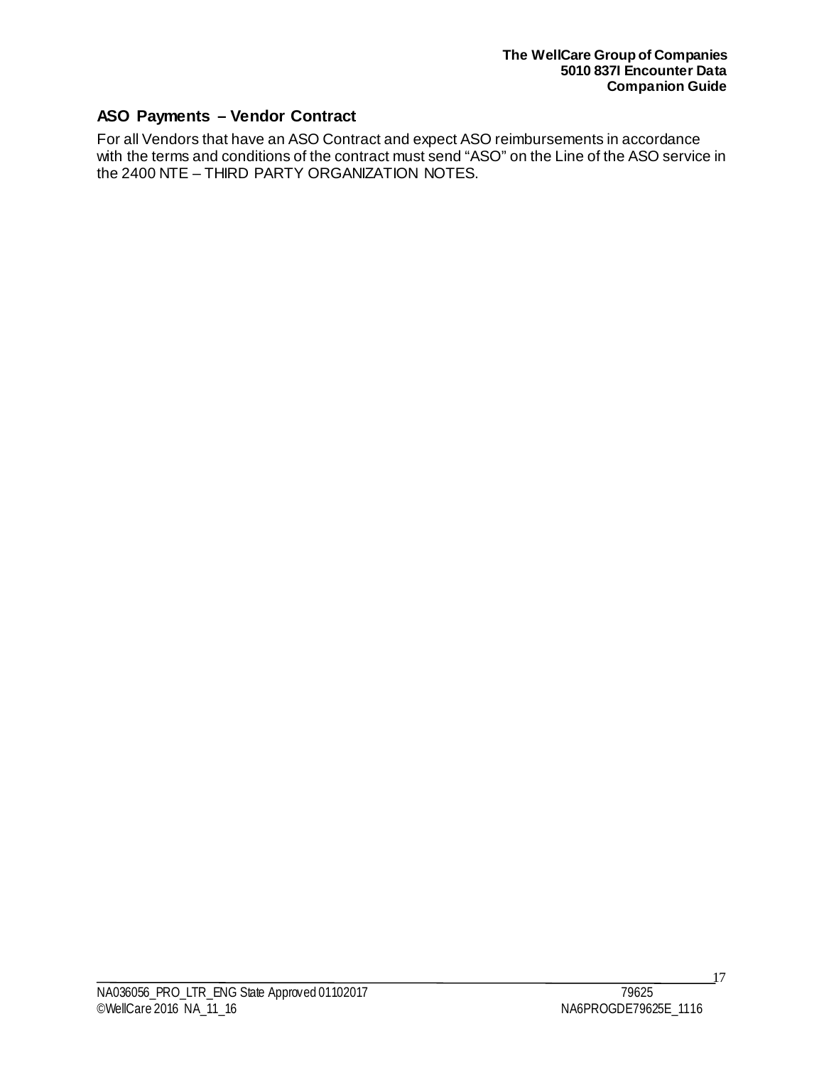## ASO Payments – Vendor Contract

For all Vendors that have an ASO Contract and expect ASO reimbursements in accordance with the terms and conditions of the contract must send "ASO" on the Line of the ASO service in the 2400 NTE – THIRD PARTY ORGANIZATION NOTES.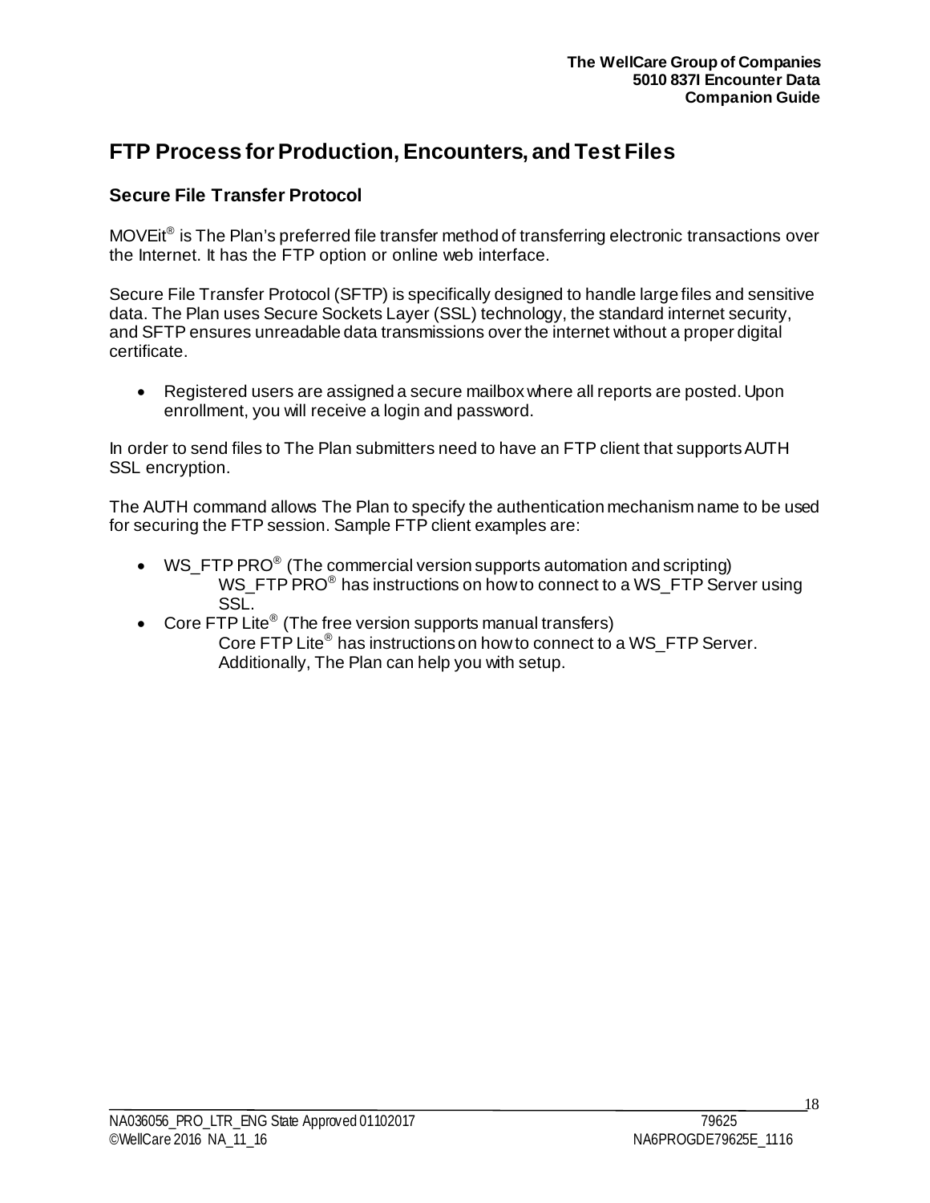# FTP Process for Production, Encounters, and Test Files

## Secure File Transfer Protocol

MOVEit® is The Plan's preferred file transfer method of transferring electronic transactions over the Internet. It has the FTP option or online web interface.

Secure File Transfer Protocol (SFTP) is specifically designed to handle large files and sensitive data. The Plan uses Secure Sockets Layer (SSL) technology, the standard internet security, and SFTP ensures unreadable data transmissions over the internet without a proper digital certificate.

- Registered users are assigned a secure mailbox where all reports are posted. Upon enrollment, you will receive a login and password.

In order to send files to The Plan submitters need to have an FTP client that supports AUTH SSL encryption.

The AUTH command allows The Plan to specify the authentication mechanism name to be used for securing the FTP session. Sample FTP client examples are:

- WS_FTP PRO® (The commercial version supports automation and scripting)
  WS_FTP PRO® has instructions on how to connect to a WS_FTP Server using SSL.
- Core FTP Lite® (The free version supports manual transfers)
  Core FTP Lite® has instructions on how to connect to a WS_FTP Server. Additionally, The Plan can help you with setup.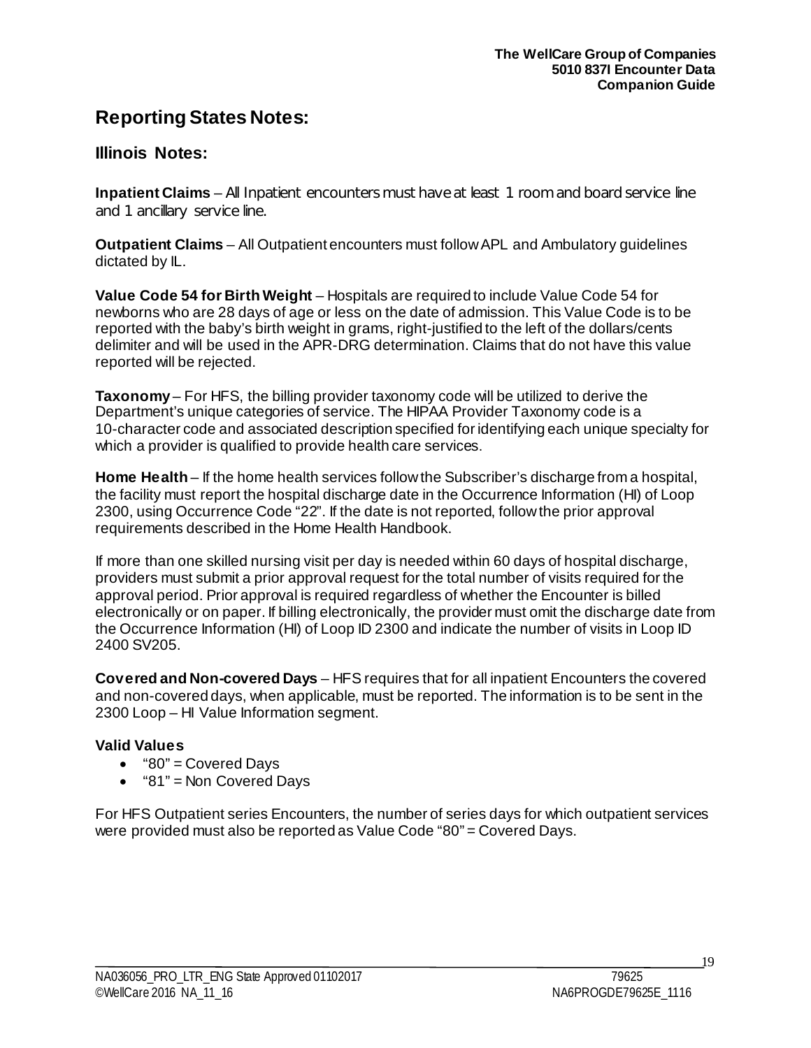# Reporting States Notes:

## Illinois Notes:

**Inpatient Claims** – All Inpatient encounters must have at least 1 room and board service line and 1 ancillary service line.

**Outpatient Claims** – All Outpatient encounters must follow APL and Ambulatory guidelines dictated by IL.

**Value Code 54 for Birth Weight** – Hospitals are required to include Value Code 54 for newborns who are 28 days of age or less on the date of admission. This Value Code is to be reported with the baby's birth weight in grams, right-justified to the left of the dollars/cents delimiter and will be used in the APR-DRG determination. Claims that do not have this value reported will be rejected.

**Taxonomy** – For HFS, the billing provider taxonomy code will be utilized to derive the Department's unique categories of service. The HIPAA Provider Taxonomy code is a 10-character code and associated description specified for identifying each unique specialty for which a provider is qualified to provide health care services.

**Home Health** – If the home health services follow the Subscriber's discharge from a hospital, the facility must report the hospital discharge date in the Occurrence Information (HI) of Loop 2300, using Occurrence Code "22". If the date is not reported, follow the prior approval requirements described in the Home Health Handbook.

If more than one skilled nursing visit per day is needed within 60 days of hospital discharge, providers must submit a prior approval request for the total number of visits required for the approval period. Prior approval is required regardless of whether the Encounter is billed electronically or on paper. If billing electronically, the provider must omit the discharge date from the Occurrence Information (HI) of Loop ID 2300 and indicate the number of visits in Loop ID 2400 SV205.

**Covered and Non-covered Days** – HFS requires that for all inpatient Encounters the covered and non-covered days, when applicable, must be reported. The information is to be sent in the 2300 Loop – HI Value Information segment.

**Valid Values**

- "80" = Covered Days
- "81" = Non Covered Days

For HFS Outpatient series Encounters, the number of series days for which outpatient services were provided must also be reported as Value Code "80" = Covered Days.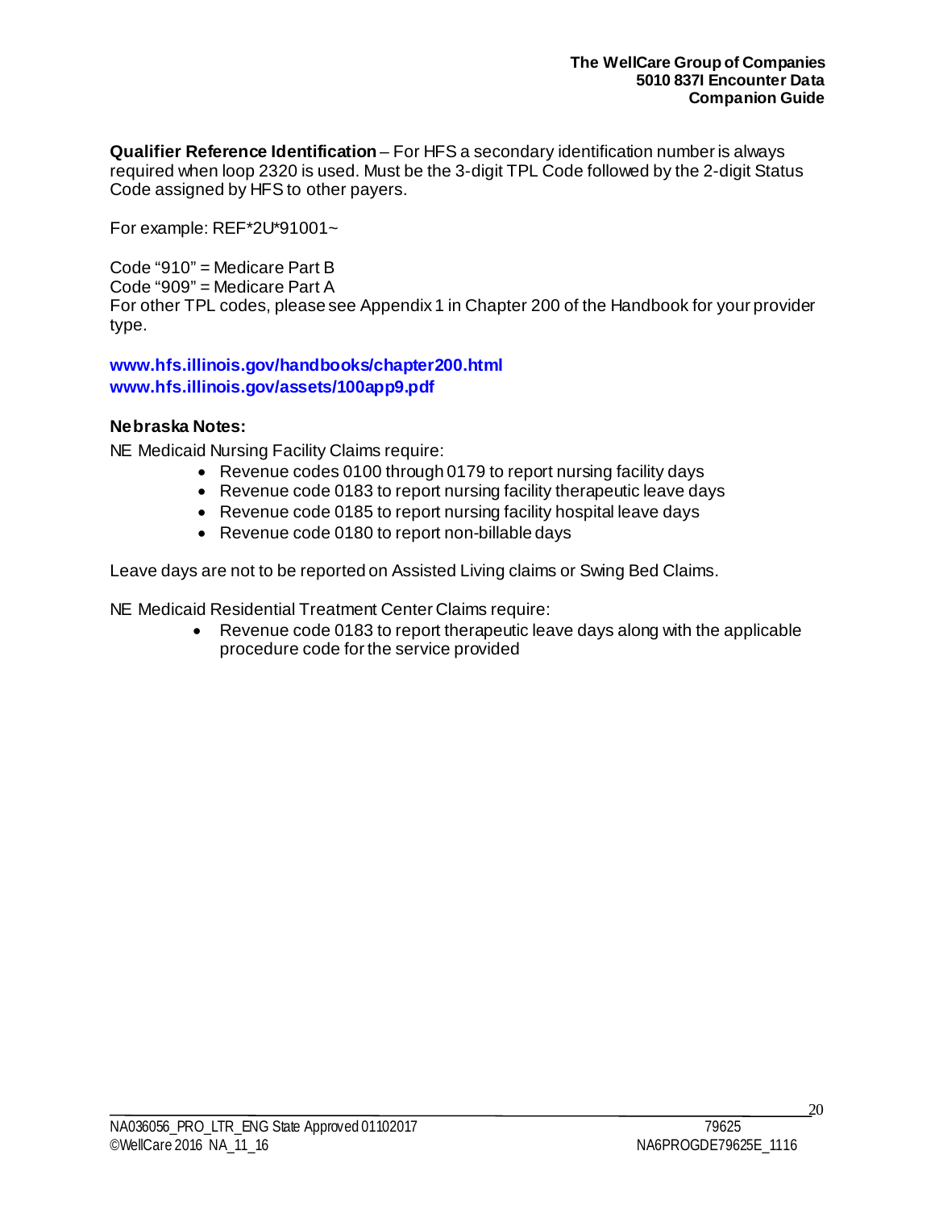**Qualifier Reference Identification** – For HFS a secondary identification number is always required when loop 2320 is used. Must be the 3-digit TPL Code followed by the 2-digit Status Code assigned by HFS to other payers.

For example: REF*2U*91001~

Code "910" = Medicare Part B
Code "909" = Medicare Part A
For other TPL codes, please see Appendix 1 in Chapter 200 of the Handbook for your provider type.

**www.hfs.illinois.gov/handbooks/chapter200.html**
**www.hfs.illinois.gov/assets/100app9.pdf**

**Nebraska Notes:**

NE Medicaid Nursing Facility Claims require:

- Revenue codes 0100 through 0179 to report nursing facility days
- Revenue code 0183 to report nursing facility therapeutic leave days
- Revenue code 0185 to report nursing facility hospital leave days
- Revenue code 0180 to report non-billable days

Leave days are not to be reported on Assisted Living claims or Swing Bed Claims.

NE Medicaid Residential Treatment Center Claims require:

- Revenue code 0183 to report therapeutic leave days along with the applicable procedure code for the service provided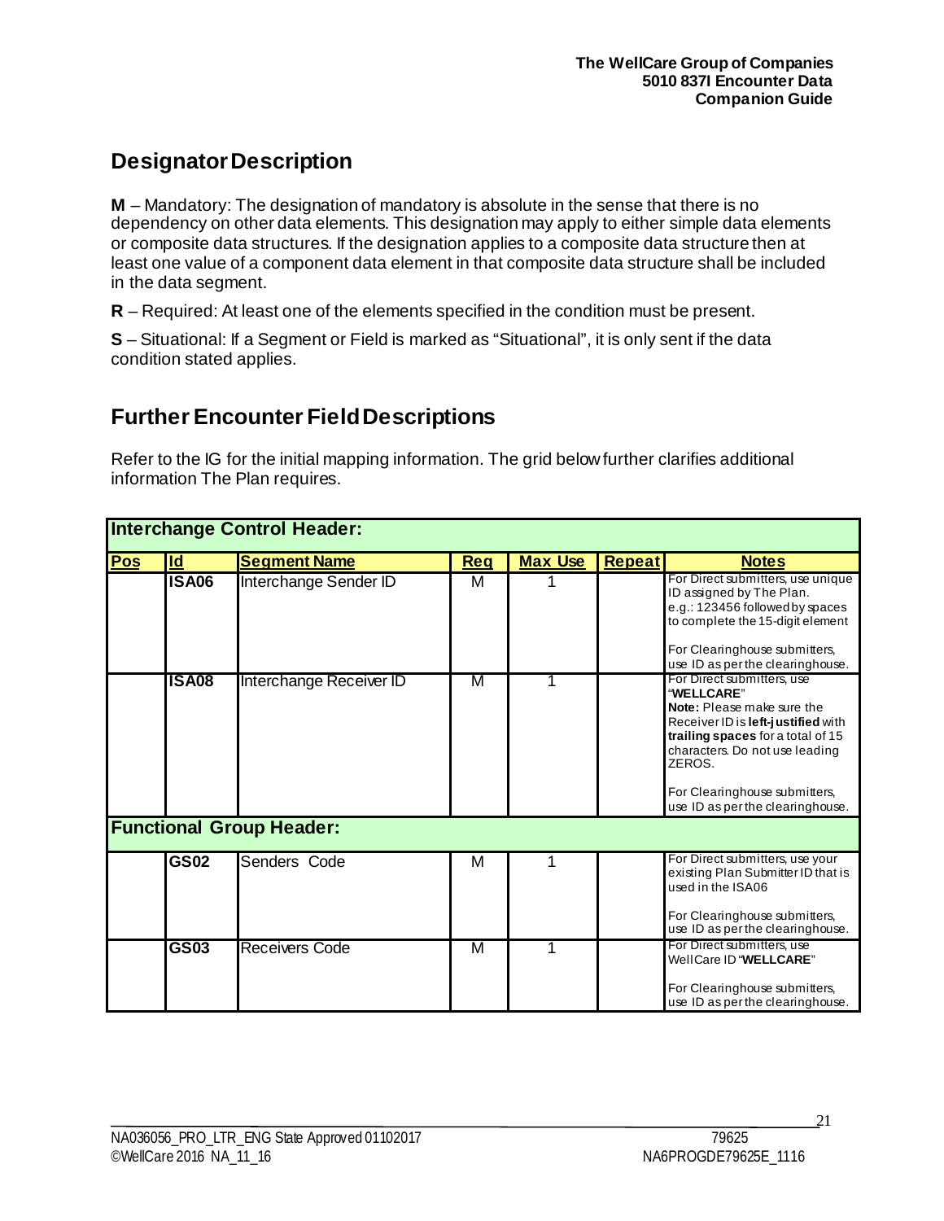## Designator Description

**M** – Mandatory: The designation of mandatory is absolute in the sense that there is no dependency on other data elements. This designation may apply to either simple data elements or composite data structures. If the designation applies to a composite data structure then at least one value of a component data element in that composite data structure shall be included in the data segment.

**R** – Required: At least one of the elements specified in the condition must be present.

**S** – Situational: If a Segment or Field is marked as "Situational", it is only sent if the data condition stated applies.

## Further Encounter Field Descriptions

Refer to the IG for the initial mapping information. The grid below further clarifies additional information The Plan requires.

| **Interchange Control Header:** | | | | | | |
|---|---|---|---|---|---|---|
| **Pos** | **Id** | **Segment Name** | **Req** | **Max Use** | **Repeat** | **Notes** |
| | **ISA06** | Interchange Sender ID | M | 1 | | For Direct submitters, use unique ID assigned by The Plan. e.g.: 123456 followed by spaces to complete the 15-digit element<br><br>For Clearinghouse submitters, use ID as per the clearinghouse. |
| | **ISA08** | Interchange Receiver ID | M | 1 | | For Direct submitters, use "**WELLCARE**"<br>**Note:** Please make sure the Receiver ID is **left-justified** with **trailing spaces** for a total of 15 characters. Do not use leading ZEROS.<br><br>For Clearinghouse submitters, use ID as per the clearinghouse. |
| **Functional Group Header:** | | | | | | |
| | **GS02** | Senders Code | M | 1 | | For Direct submitters, use your existing Plan Submitter ID that is used in the ISA06<br><br>For Clearinghouse submitters, use ID as per the clearinghouse. |
| | **GS03** | Receivers Code | M | 1 | | For Direct submitters, use WellCare ID "**WELLCARE**"<br><br>For Clearinghouse submitters, use ID as per the clearinghouse. |

NA036056_PRO_LTR_ENG State Approved 01102017 79625
©WellCare 2016 NA_11_16 NA6PROGDE79625E_1116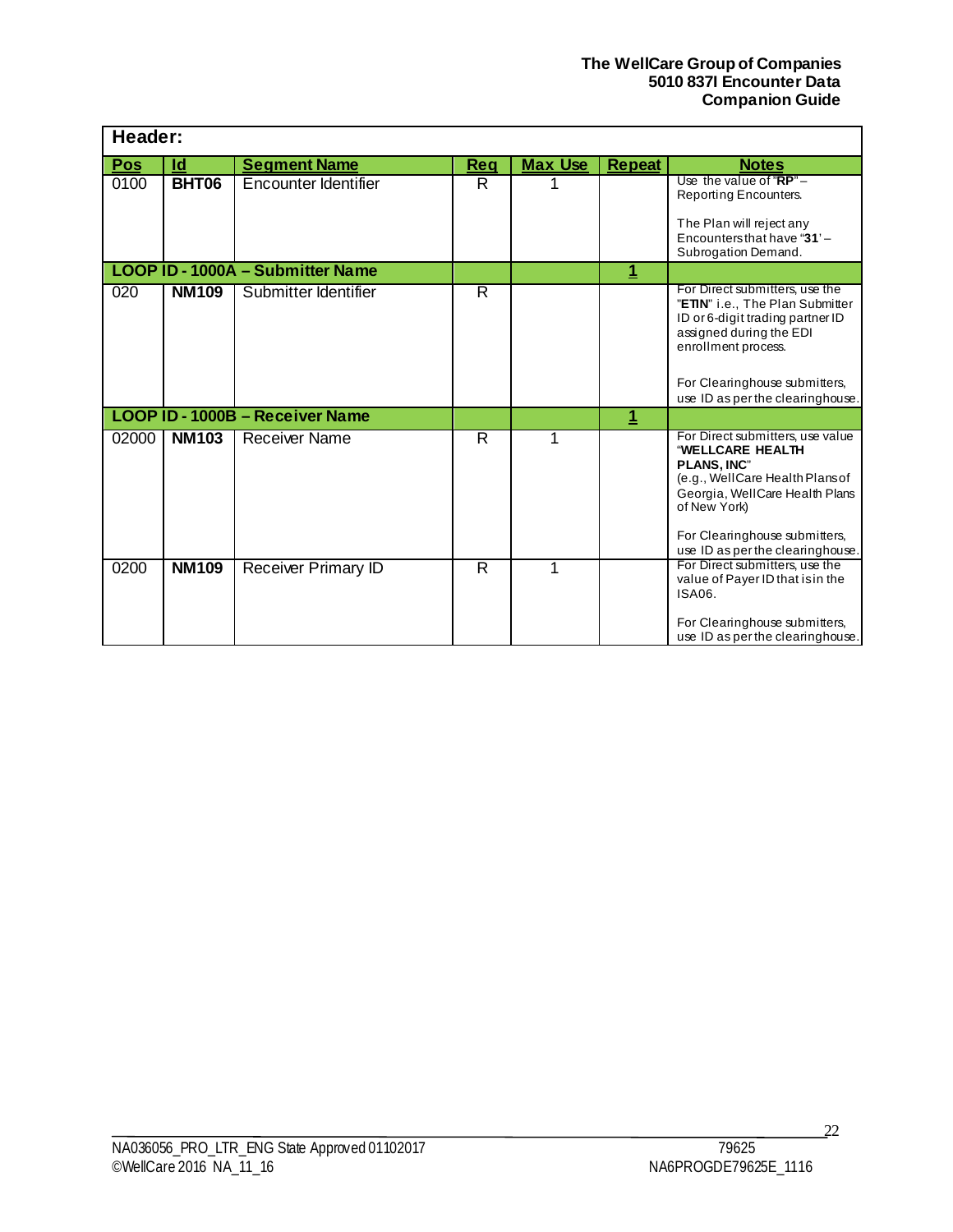| Header: | | | | | | |
|---|---|---|---|---|---|---|
| **Pos** | **Id** | **Segment Name** | **Req** | **Max Use** | **Repeat** | **Notes** |
| 0100 | **BHT06** | Encounter Identifier | R | 1 | | Use the value of "**RP**" – Reporting Encounters.<br><br>The Plan will reject any Encounters that have "**31**' – Subrogation Demand. |
| **LOOP ID - 1000A – Submitter Name** | | | | | **1** | |
| 020 | **NM109** | Submitter Identifier | R | | | For Direct submitters, use the "**ETIN**" i.e., The Plan Submitter ID or 6-digit trading partner ID assigned during the EDI enrollment process.<br><br>For Clearinghouse submitters, use ID as per the clearinghouse. |
| **LOOP ID - 1000B – Receiver Name** | | | | | **1** | |
| 02000 | **NM103** | Receiver Name | R | 1 | | For Direct submitters, use value "**WELLCARE HEALTH PLANS, INC**" (e.g., WellCare Health Plans of Georgia, WellCare Health Plans of New York)<br><br>For Clearinghouse submitters, use ID as per the clearinghouse. |
| 0200 | **NM109** | Receiver Primary ID | R | 1 | | For Direct submitters, use the value of Payer ID that is in the ISA06.<br><br>For Clearinghouse submitters, use ID as per the clearinghouse. |

NA036056_PRO_LTR_ENG State Approved 01102017
©WellCare 2016 NA_11_16

79625
NA6PROGDE79625E_1116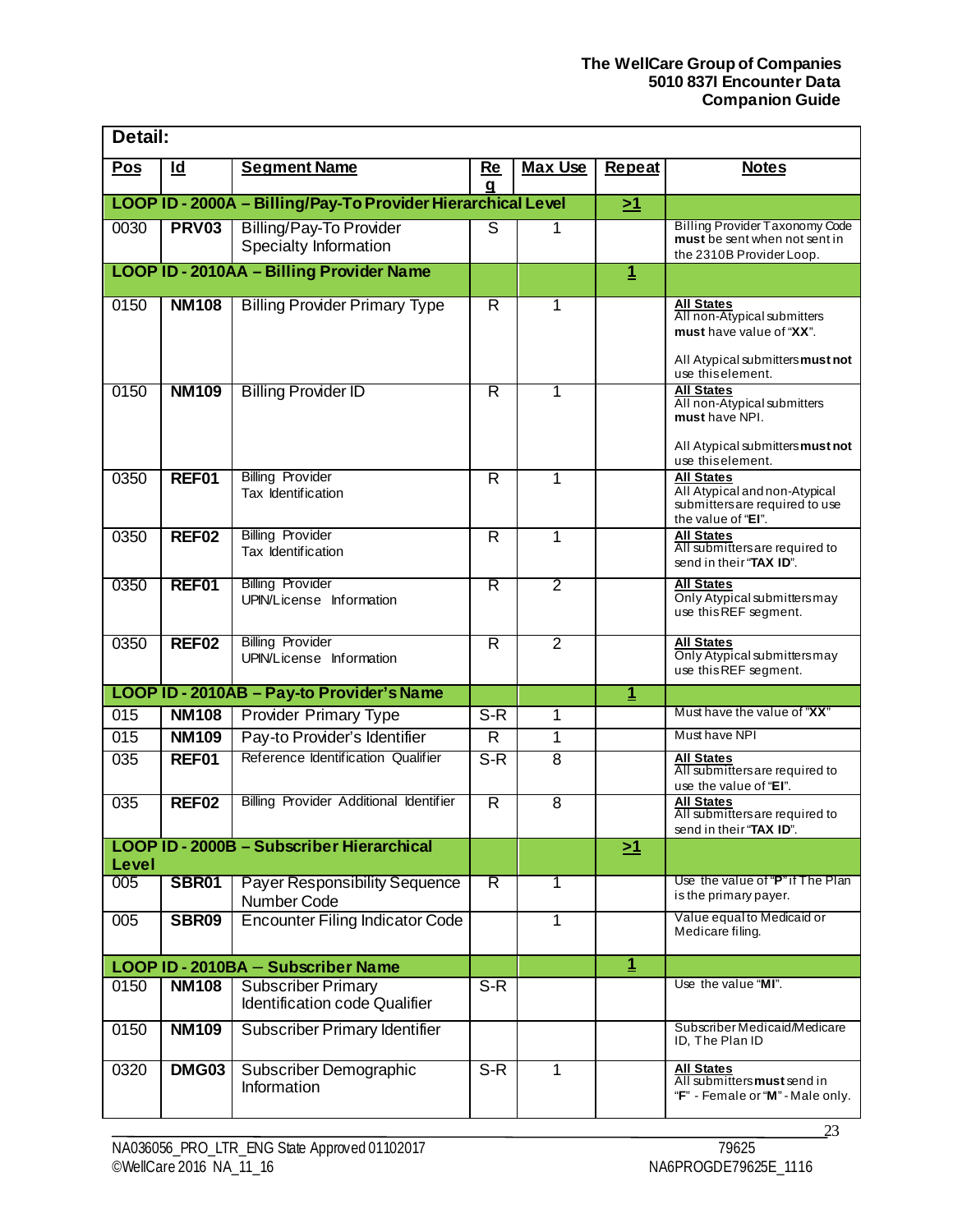**Detail:**

| Pos | Id | Segment Name | Req | Max Use | Repeat | Notes |
|---|---|---|---|---|---|---|
| **LOOP ID - 2000A – Billing/Pay-To Provider Hierarchical Level** | | | | | **>1** | |
| 0030 | **PRV03** | Billing/Pay-To Provider Specialty Information | S | 1 | | Billing Provider Taxonomy Code **must** be sent when not sent in the 2310B Provider Loop. |
| **LOOP ID - 2010AA – Billing Provider Name** | | | | | **1** | |
| 0150 | **NM108** | Billing Provider Primary Type | R | 1 | | **All States** All non-Atypical submitters **must** have value of "**XX**". All Atypical submitters **must not** use this element. |
| 0150 | **NM109** | Billing Provider ID | R | 1 | | **All States** All non-Atypical submitters **must** have NPI. All Atypical submitters **must not** use this element. |
| 0350 | **REF01** | Billing Provider Tax Identification | R | 1 | | **All States** All Atypical and non-Atypical submitters are required to use the value of "**EI**". |
| 0350 | **REF02** | Billing Provider Tax Identification | R | 1 | | **All States** All submitters are required to send in their "**TAX ID**". |
| 0350 | **REF01** | Billing Provider UPIN/License Information | R | 2 | | **All States** Only Atypical submitters may use this REF segment. |
| 0350 | **REF02** | Billing Provider UPIN/License Information | R | 2 | | **All States** Only Atypical submitters may use this REF segment. |
| **LOOP ID - 2010AB – Pay-to Provider's Name** | | | | | **1** | |
| 015 | **NM108** | Provider Primary Type | S-R | 1 | | Must have the value of "**XX**" |
| 015 | **NM109** | Pay-to Provider's Identifier | R | 1 | | Must have NPI |
| 035 | **REF01** | Reference Identification Qualifier | S-R | 8 | | **All States** All submitters are required to use the value of "**EI**". |
| 035 | **REF02** | Billing Provider Additional Identifier | R | 8 | | **All States** All submitters are required to send in their "**TAX ID**". |
| **LOOP ID - 2000B – Subscriber Hierarchical Level** | | | | | **>1** | |
| 005 | **SBR01** | Payer Responsibility Sequence Number Code | R | 1 | | Use the value of "**P**" if The Plan is the primary payer. |
| 005 | **SBR09** | Encounter Filing Indicator Code | | 1 | | Value equal to Medicaid or Medicare filing. |
| **LOOP ID - 2010BA – Subscriber Name** | | | | | **1** | |
| 0150 | **NM108** | Subscriber Primary Identification code Qualifier | S-R | | | Use the value "**MI**". |
| 0150 | **NM109** | Subscriber Primary Identifier | | | | Subscriber Medicaid/Medicare ID, The Plan ID |
| 0320 | **DMG03** | Subscriber Demographic Information | S-R | 1 | | **All States** All submitters **must** send in "**F**" - Female or "**M**" - Male only. |

NA036056_PRO_LTR_ENG State Approved 01102017 79625
©WellCare 2016 NA_11_16 NA6PROGDE79625E_1116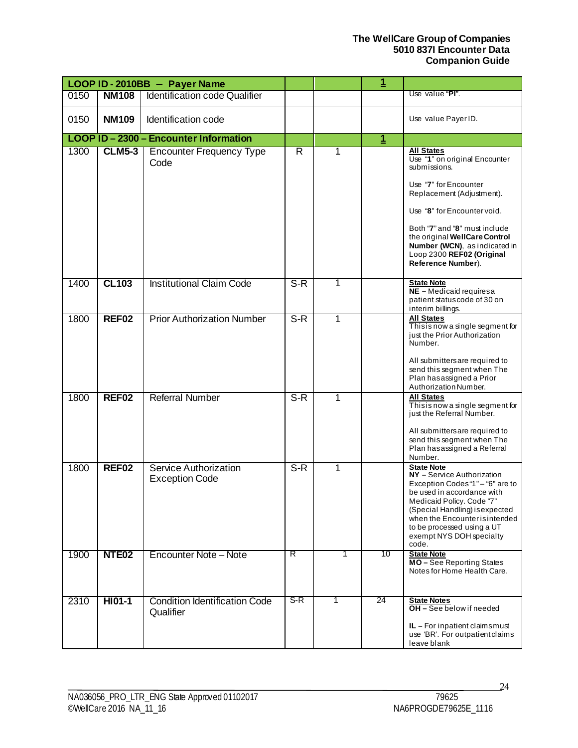| | | | | | | |
|---|---|---|---|---|---|---|
| **LOOP ID - 2010BB – Payer Name** | | | | | **1** | |
| 0150 | **NM108** | Identification code Qualifier | | | | Use value "**PI**". |
| 0150 | **NM109** | Identification code | | | | Use value Payer ID. |
| **LOOP ID – 2300 – Encounter Information** | | | | | **1** | |
| 1300 | **CLM5-3** | Encounter Frequency Type Code | R | 1 | | **All States**<br>Use "**1**" on original Encounter submissions.<br><br>Use "**7**" for Encounter Replacement (Adjustment).<br><br>Use "**8**" for Encounter void.<br><br>Both "**7**" and "**8**" must include the original **WellCare Control Number (WCN)**, as indicated in Loop 2300 **REF02 (Original Reference Number**). |
| 1400 | **CL103** | Institutional Claim Code | S-R | 1 | | **State Note**<br>**NE –** Medicaid requires a patient status code of 30 on interim billings. |
| 1800 | **REF02** | Prior Authorization Number | S-R | 1 | | **All States**<br>This is now a single segment for just the Prior Authorization Number.<br><br>All submitters are required to send this segment when The Plan has assigned a Prior Authorization Number. |
| 1800 | **REF02** | Referral Number | S-R | 1 | | **All States**<br>This is now a single segment for just the Referral Number.<br><br>All submitters are required to send this segment when The Plan has assigned a Referral Number. |
| 1800 | **REF02** | Service Authorization Exception Code | S-R | 1 | | **State Note**<br>**NY –** Service Authorization Exception Codes "1" – "6" are to be used in accordance with Medicaid Policy. Code "7" (Special Handling) is expected when the Encounter is intended to be processed using a UT exempt NYS DOH specialty code. |
| 1900 | **NTE02** | Encounter Note – Note | R | 1 | 10 | **State Note**<br>**MO –** See Reporting States Notes for Home Health Care. |
| 2310 | **HI01-1** | Condition Identification Code Qualifier | S-R | 1 | 24 | **State Notes**<br>**OH –** See below if needed<br><br>**IL –** For inpatient claims must use 'BR'. For outpatient claims leave blank |

NA036056_PRO_LTR_ENG State Approved 01102017 79625
©WellCare 2016 NA_11_16 NA6PROGDE79625E_1116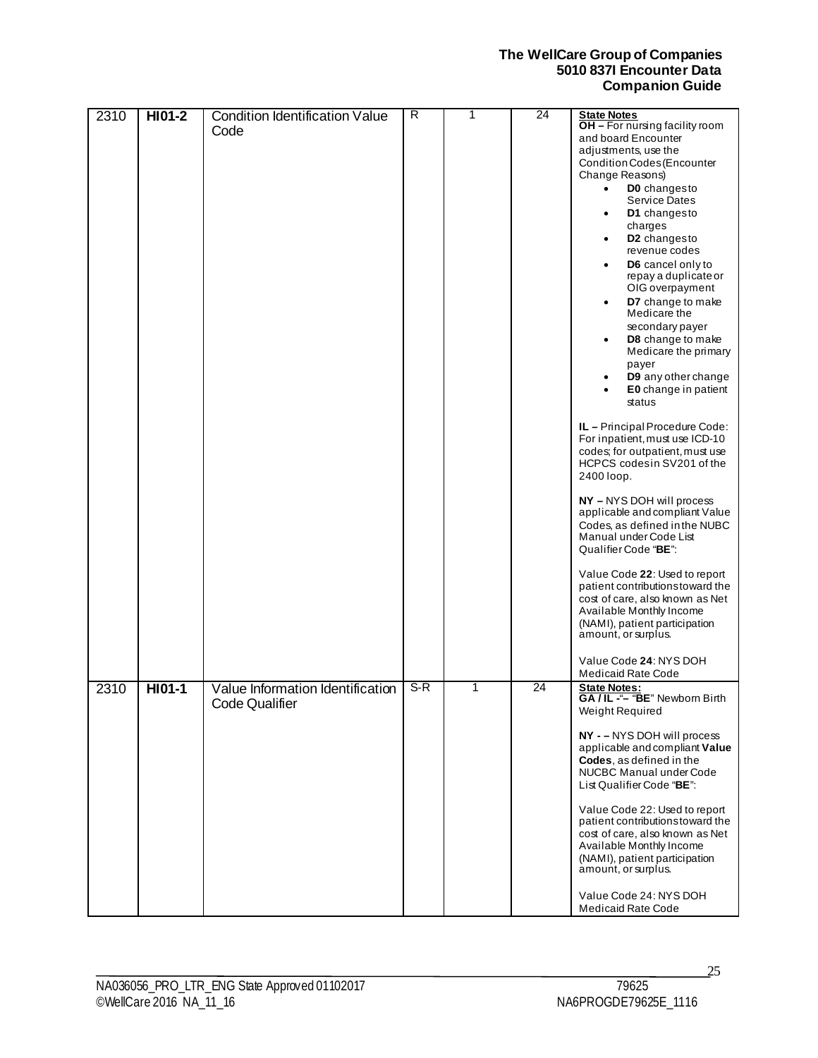| | | | | | | |
|---|---|---|---|---|---|---|
| 2310 | **HI01-2** | Condition Identification Value Code | R | 1 | 24 | **State Notes**<br>**OH –** For nursing facility room and board Encounter adjustments, use the Condition Codes (Encounter Change Reasons)<br>• **D0** changes to Service Dates<br>• **D1** changes to charges<br>• **D2** changes to revenue codes<br>• **D6** cancel only to repay a duplicate or OIG overpayment<br>• **D7** change to make Medicare the secondary payer<br>• **D8** change to make Medicare the primary payer<br>• **D9** any other change<br>• **E0** change in patient status<br><br>**IL –** Principal Procedure Code: For inpatient, must use ICD-10 codes; for outpatient, must use HCPCS codes in SV201 of the 2400 loop.<br><br>**NY –** NYS DOH will process applicable and compliant Value Codes, as defined in the NUBC Manual under Code List Qualifier Code "**BE**":<br><br>Value Code **22**: Used to report patient contributions toward the cost of care, also known as Net Available Monthly Income (NAMI), patient participation amount, or surplus.<br><br>Value Code **24**: NYS DOH Medicaid Rate Code |
| 2310 | **HI01-1** | Value Information Identification Code Qualifier | S-R | 1 | 24 | **State Notes:**<br>**GA / IL -"– "BE"** Newborn Birth Weight Required<br><br>**NY - –** NYS DOH will process applicable and compliant **Value Codes**, as defined in the NUCBC Manual under Code List Qualifier Code "**BE**":<br><br>Value Code 22: Used to report patient contributions toward the cost of care, also known as Net Available Monthly Income (NAMI), patient participation amount, or surplus.<br><br>Value Code 24: NYS DOH Medicaid Rate Code |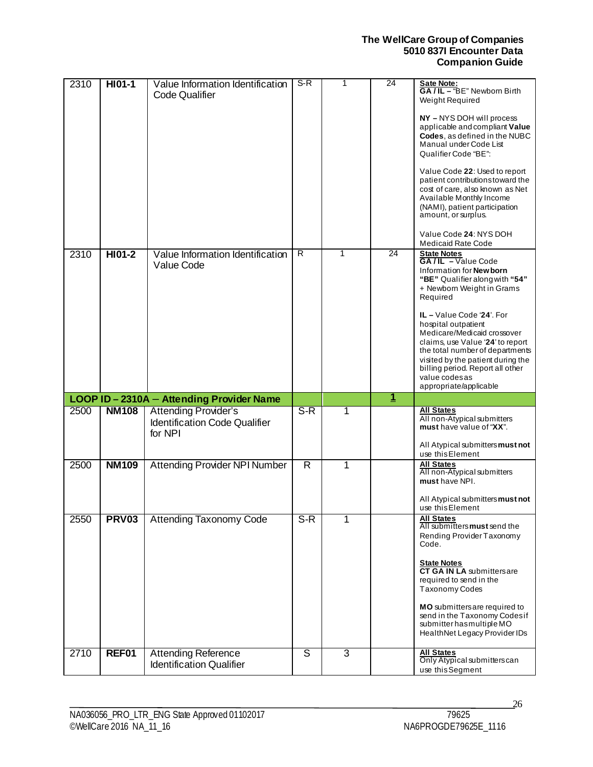| | | | | | | |
|---|---|---|---|---|---|---|
| 2310 | **HI01-1** | Value Information Identification Code Qualifier | S-R | 1 | 24 | **Sate Note:** **GA / IL –** "BE" Newborn Birth Weight Required<br><br>**NY –** NYS DOH will process applicable and compliant **Value Codes**, as defined in the NUBC Manual under Code List Qualifier Code "BE":<br><br>Value Code **22**: Used to report patient contributions toward the cost of care, also known as Net Available Monthly Income (NAMI), patient participation amount, or surplus.<br><br>Value Code **24**: NYS DOH Medicaid Rate Code |
| 2310 | **HI01-2** | Value Information Identification Value Code | R | 1 | 24 | **State Notes** **GA / IL –** Value Code Information for **Newborn** **"BE"** Qualifier along with **"54"** + Newborn Weight in Grams Required<br><br>**IL –** Value Code '**24**'. For hospital outpatient Medicare/Medicaid crossover claims, use Value '**24**' to report the total number of departments visited by the patient during the billing period. Report all other value codes as appropriate/applicable |
| **LOOP ID – 2310A – Attending Provider Name** | | | | | **1** | |
| 2500 | **NM108** | Attending Provider's Identification Code Qualifier for NPI | S-R | 1 | | **All States** All non-Atypical submitters **must** have value of "**XX**".<br><br>All Atypical submitters **must not** use this Element |
| 2500 | **NM109** | Attending Provider NPI Number | R | 1 | | **All States** All non-Atypical submitters **must** have NPI.<br><br>All Atypical submitters **must not** use this Element |
| 2550 | **PRV03** | Attending Taxonomy Code | S-R | 1 | | **All States** All submitters **must** send the Rending Provider Taxonomy Code.<br><br>**State Notes** **CT GA IN LA** submitters are required to send in the Taxonomy Codes<br><br>**MO** submitters are required to send in the Taxonomy Codes if submitter has multiple MO HealthNet Legacy Provider IDs |
| 2710 | **REF01** | Attending Reference Identification Qualifier | S | 3 | | **All States** Only Atypical submitters can use this Segment |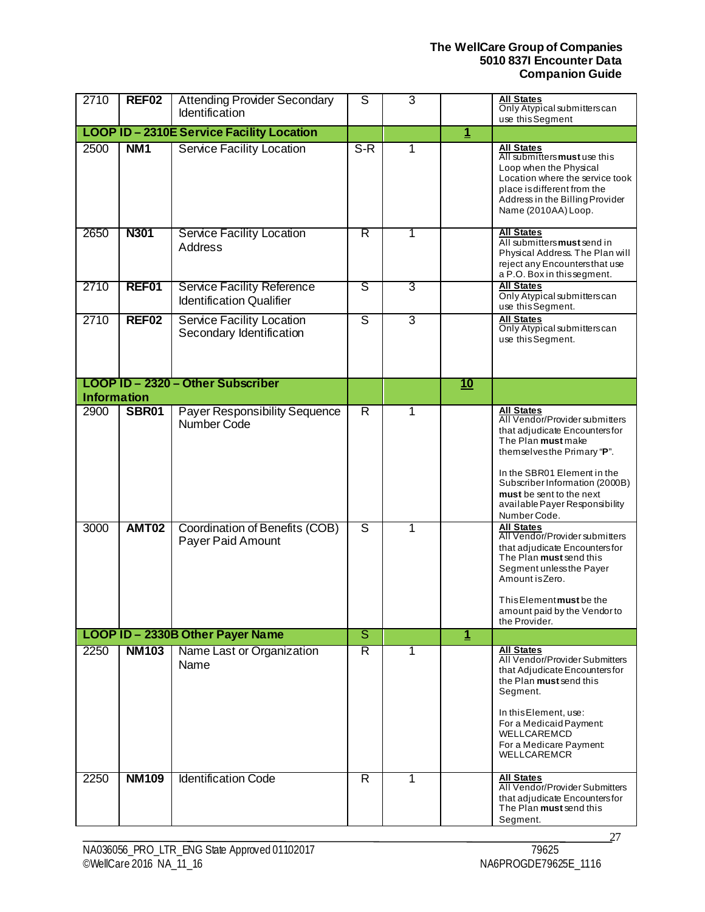| | | | | | | |
|---|---|---|---|---|---|---|
| 2710 | **REF02** | Attending Provider Secondary Identification | S | 3 | | **All States** Only Atypical submitters can use this Segment |
| **LOOP ID – 2310E Service Facility Location** | | | | | **1** | |
| 2500 | **NM1** | Service Facility Location | S-R | 1 | | **All States** All submitters **must** use this Loop when the Physical Location where the service took place is different from the Address in the Billing Provider Name (2010AA) Loop. |
| 2650 | **N301** | Service Facility Location Address | R | 1 | | **All States** All submitters **must** send in Physical Address. The Plan will reject any Encounters that use a P.O. Box in this segment. |
| 2710 | **REF01** | Service Facility Reference Identification Qualifier | S | 3 | | **All States** Only Atypical submitters can use this Segment. |
| 2710 | **REF02** | Service Facility Location Secondary Identification | S | 3 | | **All States** Only Atypical submitters can use this Segment. |
| **LOOP ID – 2320 – Other Subscriber Information** | | | | | **10** | |
| 2900 | **SBR01** | Payer Responsibility Sequence Number Code | R | 1 | | **All States** All Vendor/Provider submitters that adjudicate Encounters for The Plan **must** make themselves the Primary "**P**".<br><br>In the SBR01 Element in the Subscriber Information (2000B) **must** be sent to the next available Payer Responsibility Number Code. |
| 3000 | **AMT02** | Coordination of Benefits (COB) Payer Paid Amount | S | 1 | | **All States** All Vendor/Provider submitters that adjudicate Encounters for The Plan **must** send this Segment unless the Payer Amount is Zero.<br><br>This Element **must** be the amount paid by the Vendor to the Provider. |
| **LOOP ID – 2330B Other Payer Name** | | | S | | **1** | |
| 2250 | **NM103** | Name Last or Organization Name | R | 1 | | **All States** All Vendor/Provider Submitters that Adjudicate Encounters for the Plan **must** send this Segment.<br><br>In this Element, use:<br>For a Medicaid Payment: WELLCAREMCD<br>For a Medicare Payment: WELLCAREMCR |
| 2250 | **NM109** | Identification Code | R | 1 | | **All States** All Vendor/Provider Submitters that adjudicate Encounters for The Plan **must** send this Segment. |

NA036056_PRO_LTR_ENG State Approved 01102017 79625
©WellCare 2016 NA_11_16 NA6PROGDE79625E_1116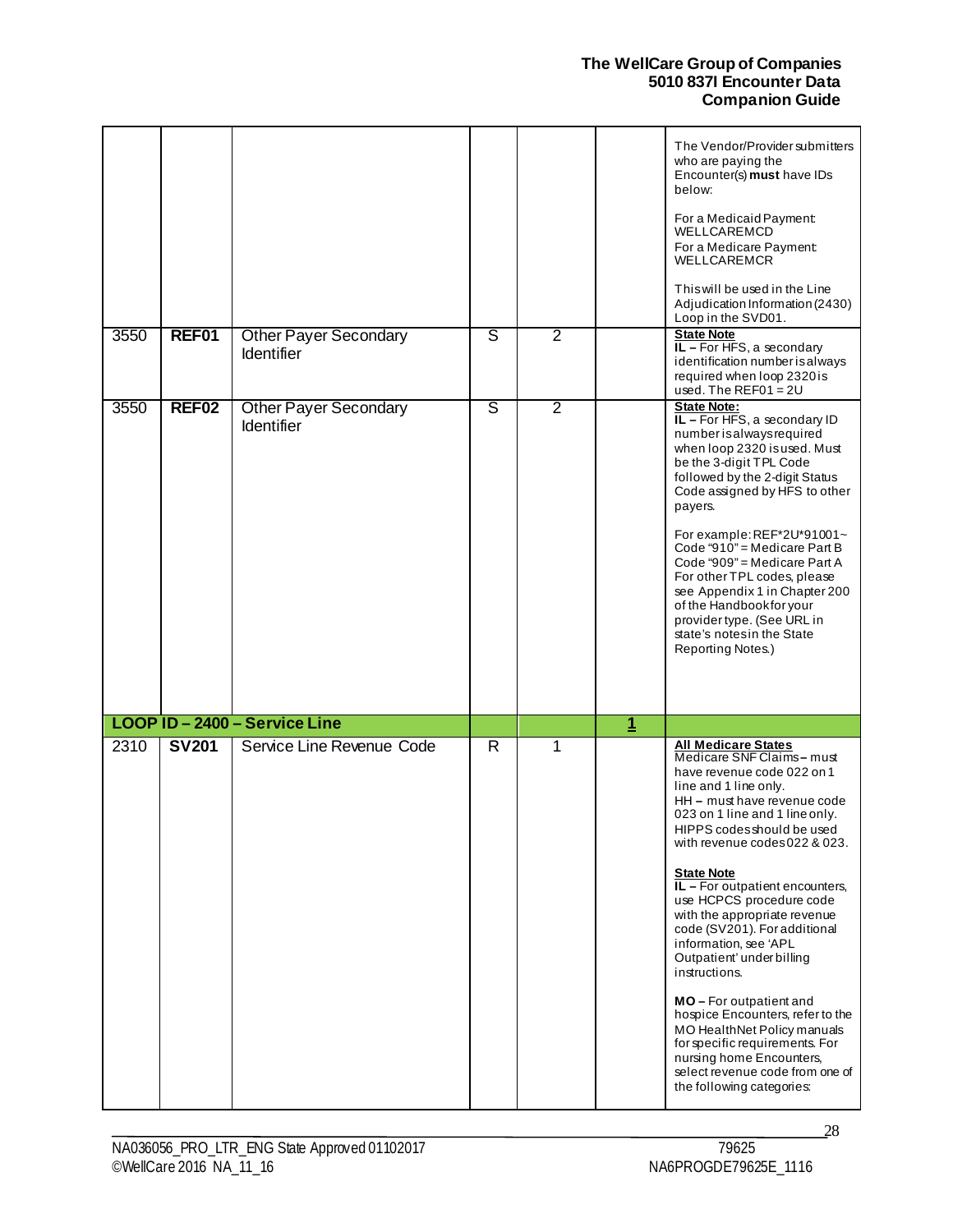| | | | | | | |
|---|---|---|---|---|---|---|
| | | | | | | The Vendor/Provider submitters who are paying the Encounter(s) **must** have IDs below:<br><br>For a Medicaid Payment: WELLCAREMCD<br>For a Medicare Payment: WELLCAREMCR<br><br>This will be used in the Line Adjudication Information (2430) Loop in the SVD01. |
| 3550 | **REF01** | Other Payer Secondary Identifier | S | 2 | | **State Note**<br>**IL –** For HFS, a secondary identification number is always required when loop 2320 is used. The REF01 = 2U |
| 3550 | **REF02** | Other Payer Secondary Identifier | S | 2 | | **State Note:**<br>**IL –** For HFS, a secondary ID number is always required when loop 2320 is used. Must be the 3-digit TPL Code followed by the 2-digit Status Code assigned by HFS to other payers.<br><br>For example: REF*2U*91001~<br>Code "910" = Medicare Part B<br>Code "909" = Medicare Part A<br>For other TPL codes, please see Appendix 1 in Chapter 200 of the Handbook for your provider type. (See URL in state's notes in the State Reporting Notes.) |
| **LOOP ID – 2400 – Service Line** | | | | | **1** | |
| 2310 | **SV201** | Service Line Revenue Code | R | 1 | | **All Medicare States**<br>Medicare SNF Claims – must have revenue code 022 on 1 line and 1 line only.<br>HH – must have revenue code 023 on 1 line and 1 line only.<br>HIPPS codes should be used with revenue codes 022 & 023.<br><br>**State Note**<br>**IL –** For outpatient encounters, use HCPCS procedure code with the appropriate revenue code (SV201). For additional information, see 'APL Outpatient' under billing instructions.<br><br>**MO –** For outpatient and hospice Encounters, refer to the MO HealthNet Policy manuals for specific requirements. For nursing home Encounters, select revenue code from one of the following categories: |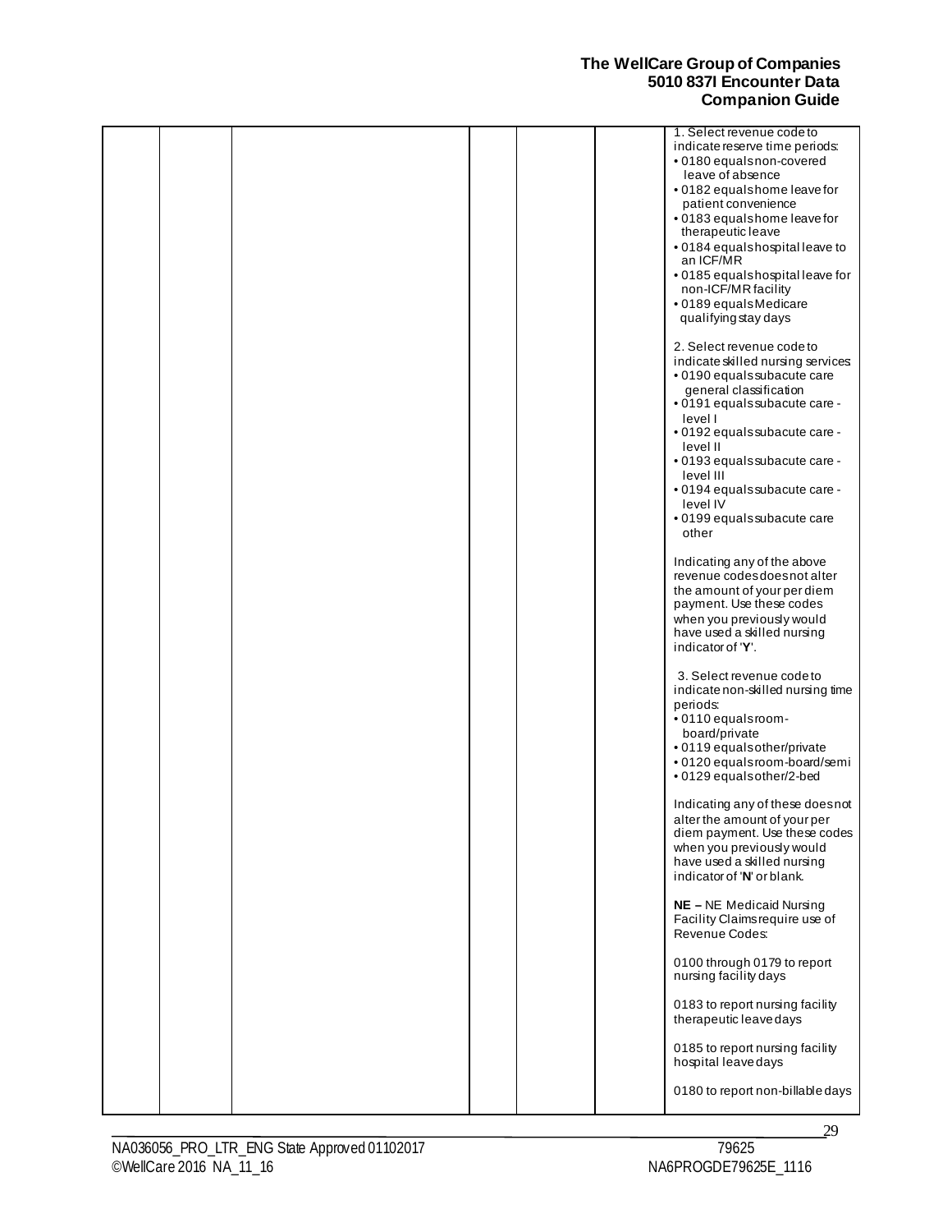| | | | | | | |
|---|---|---|---|---|---|---|
| | | | | | | 1. Select revenue code to indicate reserve time periods:<br>• 0180 equals non-covered leave of absence<br>• 0182 equals home leave for patient convenience<br>• 0183 equals home leave for therapeutic leave<br>• 0184 equals hospital leave to an ICF/MR<br>• 0185 equals hospital leave for non-ICF/MR facility<br>• 0189 equals Medicare qualifying stay days<br><br>2. Select revenue code to indicate skilled nursing services<br>• 0190 equals subacute care general classification<br>• 0191 equals subacute care - level I<br>• 0192 equals subacute care - level II<br>• 0193 equals subacute care - level III<br>• 0194 equals subacute care - level IV<br>• 0199 equals subacute care other<br><br>Indicating any of the above revenue codes does not alter the amount of your per diem payment. Use these codes when you previously would have used a skilled nursing indicator of '**Y**'.<br><br>3. Select revenue code to indicate non-skilled nursing time periods:<br>• 0110 equals room-board/private<br>• 0119 equals other/private<br>• 0120 equals room-board/semi<br>• 0129 equals other/2-bed<br><br>Indicating any of these does not alter the amount of your per diem payment. Use these codes when you previously would have used a skilled nursing indicator of '**N**' or blank.<br><br>**NE –** NE Medicaid Nursing Facility Claims require use of Revenue Codes:<br><br>0100 through 0179 to report nursing facility days<br><br>0183 to report nursing facility therapeutic leave days<br><br>0185 to report nursing facility hospital leave days<br><br>0180 to report non-billable days |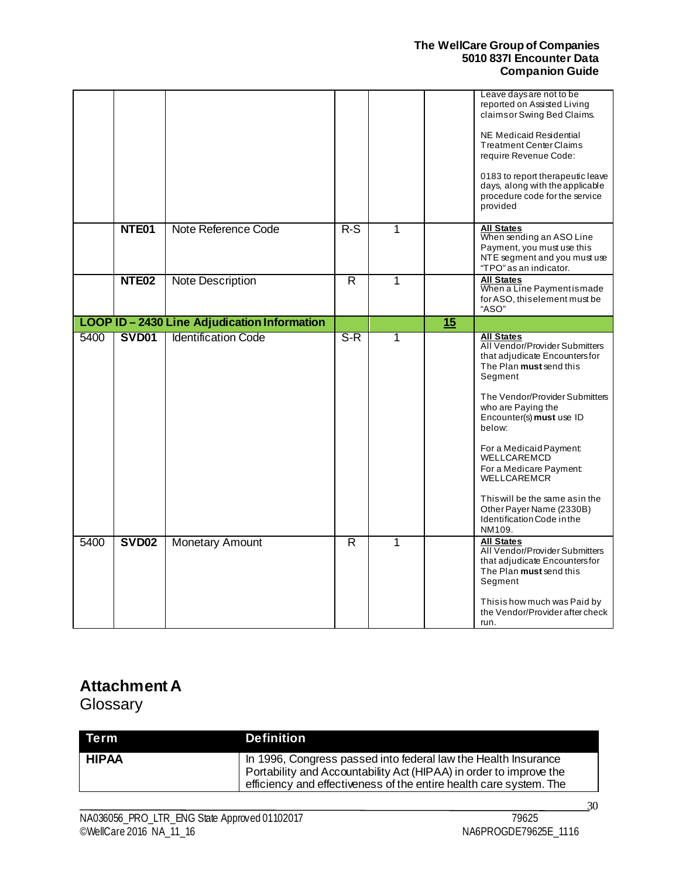| | | | | | | |
|---|---|---|---|---|---|---|
| | | | | | | Leave days are not to be reported on Assisted Living claims or Swing Bed Claims.<br><br>NE Medicaid Residential Treatment Center Claims require Revenue Code:<br><br>0183 to report therapeutic leave days, along with the applicable procedure code for the service provided |
| | **NTE01** | Note Reference Code | R-S | 1 | | **All States**<br>When sending an ASO Line Payment, you must use this NTE segment and you must use "TPO" as an indicator. |
| | **NTE02** | Note Description | R | 1 | | **All States**<br>When a Line Payment is made for ASO, this element must be "ASO" |
| **LOOP ID – 2430 Line Adjudication Information** | | | | | **15** | |
| 5400 | **SVD01** | Identification Code | S-R | 1 | | **All States**<br>All Vendor/Provider Submitters that adjudicate Encounters for The Plan **must** send this Segment<br><br>The Vendor/Provider Submitters who are Paying the Encounter(s) **must** use ID below:<br><br>For a Medicaid Payment: WELLCAREMCD<br>For a Medicare Payment: WELLCAREMCR<br><br>This will be the same as in the Other Payer Name (2330B) Identification Code in the NM109. |
| 5400 | **SVD02** | Monetary Amount | R | 1 | | **All States**<br>All Vendor/Provider Submitters that adjudicate Encounters for The Plan **must** send this Segment<br><br>This is how much was Paid by the Vendor/Provider after check run. |

# Attachment A

## Glossary

| Term | Definition |
|---|---|
| **HIPAA** | In 1996, Congress passed into federal law the Health Insurance Portability and Accountability Act (HIPAA) in order to improve the efficiency and effectiveness of the entire health care system. The |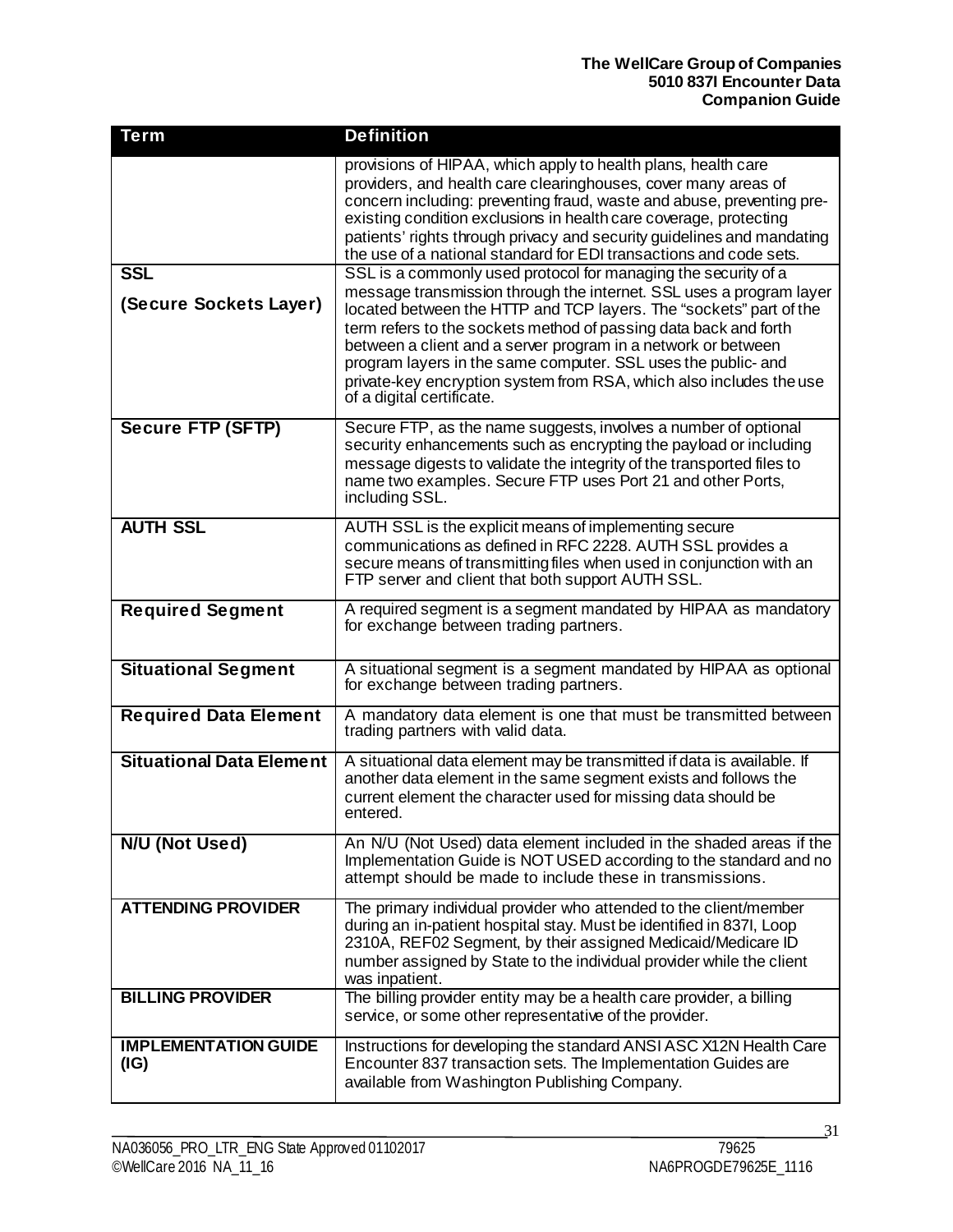| Term | Definition |
|---|---|
| | provisions of HIPAA, which apply to health plans, health care providers, and health care clearinghouses, cover many areas of concern including: preventing fraud, waste and abuse, preventing pre-existing condition exclusions in health care coverage, protecting patients' rights through privacy and security guidelines and mandating the use of a national standard for EDI transactions and code sets. |
| **SSL (Secure Sockets Layer)** | SSL is a commonly used protocol for managing the security of a message transmission through the internet. SSL uses a program layer located between the HTTP and TCP layers. The "sockets" part of the term refers to the sockets method of passing data back and forth between a client and a server program in a network or between program layers in the same computer. SSL uses the public- and private-key encryption system from RSA, which also includes the use of a digital certificate. |
| **Secure FTP (SFTP)** | Secure FTP, as the name suggests, involves a number of optional security enhancements such as encrypting the payload or including message digests to validate the integrity of the transported files to name two examples. Secure FTP uses Port 21 and other Ports, including SSL. |
| **AUTH SSL** | AUTH SSL is the explicit means of implementing secure communications as defined in RFC 2228. AUTH SSL provides a secure means of transmitting files when used in conjunction with an FTP server and client that both support AUTH SSL. |
| **Required Segment** | A required segment is a segment mandated by HIPAA as mandatory for exchange between trading partners. |
| **Situational Segment** | A situational segment is a segment mandated by HIPAA as optional for exchange between trading partners. |
| **Required Data Element** | A mandatory data element is one that must be transmitted between trading partners with valid data. |
| **Situational Data Element** | A situational data element may be transmitted if data is available. If another data element in the same segment exists and follows the current element the character used for missing data should be entered. |
| **N/U (Not Used)** | An N/U (Not Used) data element included in the shaded areas if the Implementation Guide is NOT USED according to the standard and no attempt should be made to include these in transmissions. |
| **ATTENDING PROVIDER** | The primary individual provider who attended to the client/member during an in-patient hospital stay. Must be identified in 837I, Loop 2310A, REF02 Segment, by their assigned Medicaid/Medicare ID number assigned by State to the individual provider while the client was inpatient. |
| **BILLING PROVIDER** | The billing provider entity may be a health care provider, a billing service, or some other representative of the provider. |
| **IMPLEMENTATION GUIDE (IG)** | Instructions for developing the standard ANSI ASC X12N Health Care Encounter 837 transaction sets. The Implementation Guides are available from Washington Publishing Company. |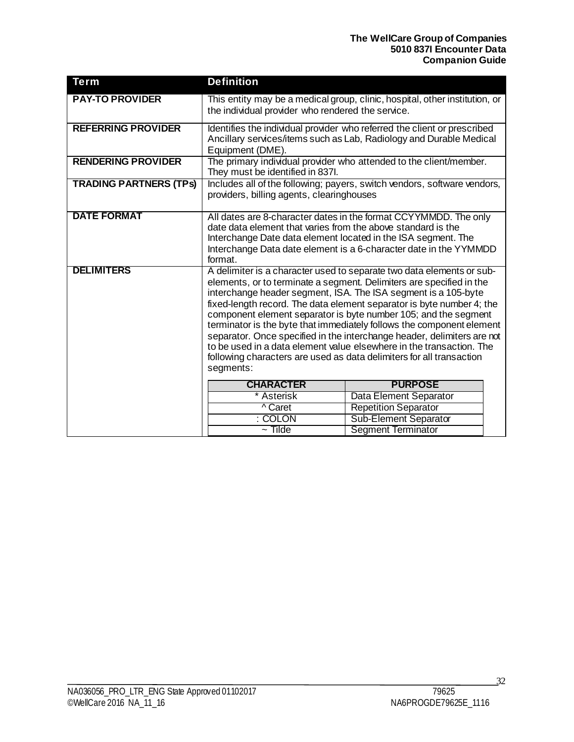| Term | Definition |
| --- | --- |
| **PAY-TO PROVIDER** | This entity may be a medical group, clinic, hospital, other institution, or the individual provider who rendered the service. |
| **REFERRING PROVIDER** | Identifies the individual provider who referred the client or prescribed Ancillary services/items such as Lab, Radiology and Durable Medical Equipment (DME). |
| **RENDERING PROVIDER** | The primary individual provider who attended to the client/member. They must be identified in 837I. |
| **TRADING PARTNERS (TPs)** | Includes all of the following; payers, switch vendors, software vendors, providers, billing agents, clearinghouses |
| **DATE FORMAT** | All dates are 8-character dates in the format CCYYMMDD. The only date data element that varies from the above standard is the Interchange Date data element located in the ISA segment. The Interchange Data date element is a 6-character date in the YYMMDD format. |
| **DELIMITERS** | A delimiter is a character used to separate two data elements or sub-elements, or to terminate a segment. Delimiters are specified in the interchange header segment, ISA. The ISA segment is a 105-byte fixed-length record. The data element separator is byte number 4; the component element separator is byte number 105; and the segment terminator is the byte that immediately follows the component element separator. Once specified in the interchange header, delimiters are not to be used in a data element value elsewhere in the transaction. The following characters are used as data delimiters for all transaction segments: |

| CHARACTER | PURPOSE |
| --- | --- |
| * Asterisk | Data Element Separator |
| ^ Caret | Repetition Separator |
| : COLON | Sub-Element Separator |
| ~ Tilde | Segment Terminator |

NA036056_PRO_LTR_ENG State Approved 01102017 79625
©WellCare 2016 NA_11_16 NA6PROGDE79625E_1116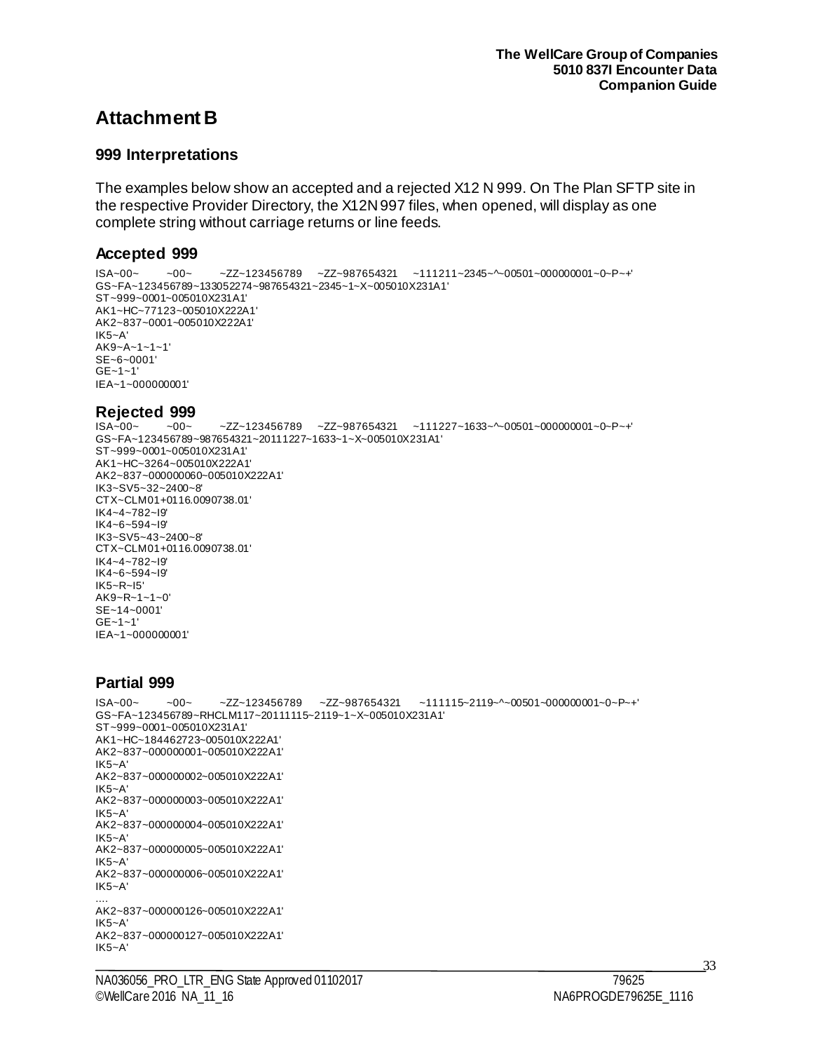# Attachment B

## 999 Interpretations

The examples below show an accepted and a rejected X12 N 999. On The Plan SFTP site in the respective Provider Directory, the X12N 997 files, when opened, will display as one complete string without carriage returns or line feeds.

### Accepted 999

```
ISA~00~        ~00~        ~ZZ~123456789     ~ZZ~987654321     ~111211~2345~^~00501~000000001~0~P~+'
GS~FA~123456789~133052274~987654321~2345~1~X~005010X231A1'
ST~999~0001~005010X231A1'
AK1~HC~77123~005010X222A1'
AK2~837~0001~005010X222A1'
IK5~A'
AK9~A~1~1~1'
SE~6~0001'
GE~1~1'
IEA~1~000000001'
```

### Rejected 999

```
ISA~00~        ~00~        ~ZZ~123456789     ~ZZ~987654321     ~111227~1633~^~00501~000000001~0~P~+'
GS~FA~123456789~987654321~20111227~1633~1~X~005010X231A1'
ST~999~0001~005010X231A1'
AK1~HC~3264~005010X222A1'
AK2~837~000000060~005010X222A1'
IK3~SV5~32~2400~8'
CTX~CLM01+0116.0090738.01'
IK4~4~782~I9'
IK4~6~594~I9'
IK3~SV5~43~2400~8'
CTX~CLM01+0116.0090738.01'
IK4~4~782~I9'
IK4~6~594~I9'
IK5~R~I5'
AK9~R~1~1~0'
SE~14~0001'
GE~1~1'
IEA~1~000000001'
```

### Partial 999

```
ISA~00~        ~00~        ~ZZ~123456789     ~ZZ~987654321     ~111115~2119~^~00501~000000001~0~P~+'
GS~FA~123456789~RHCLM117~20111115~2119~1~X~005010X231A1'
ST~999~0001~005010X231A1'
AK1~HC~184462723~005010X222A1'
AK2~837~000000001~005010X222A1'
IK5~A'
AK2~837~000000002~005010X222A1'
IK5~A'
AK2~837~000000003~005010X222A1'
IK5~A'
AK2~837~000000004~005010X222A1'
IK5~A'
AK2~837~000000005~005010X222A1'
IK5~A'
AK2~837~000000006~005010X222A1'
IK5~A'
....
AK2~837~000000126~005010X222A1'
IK5~A'
AK2~837~000000127~005010X222A1'
IK5~A'
```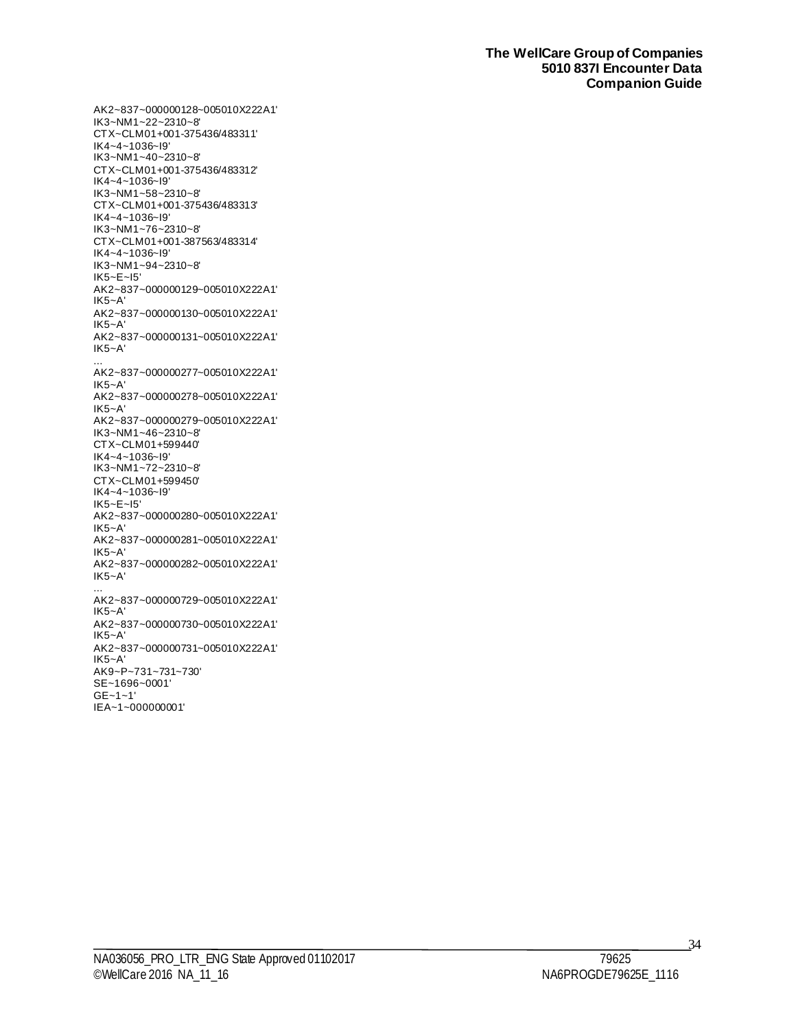```
AK2~837~000000128~005010X222A1'
IK3~NM1~22~2310~8'
CTX~CLM01+001-375436/483311'
IK4~4~1036~I9'
IK3~NM1~40~2310~8'
CTX~CLM01+001-375436/483312'
IK4~4~1036~I9'
IK3~NM1~58~2310~8'
CTX~CLM01+001-375436/483313'
IK4~4~1036~I9'
IK3~NM1~76~2310~8'
CTX~CLM01+001-387563/483314'
IK4~4~1036~I9'
IK3~NM1~94~2310~8'
IK5~E~I5'
AK2~837~000000129~005010X222A1'
IK5~A'
AK2~837~000000130~005010X222A1'
IK5~A'
AK2~837~000000131~005010X222A1'
IK5~A'
...
AK2~837~000000277~005010X222A1'
IK5~A'
AK2~837~000000278~005010X222A1'
IK5~A'
AK2~837~000000279~005010X222A1'
IK3~NM1~46~2310~8'
CTX~CLM01+599440'
IK4~4~1036~I9'
IK3~NM1~72~2310~8'
CTX~CLM01+599450'
IK4~4~1036~I9'
IK5~E~I5'
AK2~837~000000280~005010X222A1'
IK5~A'
AK2~837~000000281~005010X222A1'
IK5~A'
AK2~837~000000282~005010X222A1'
IK5~A'
...
AK2~837~000000729~005010X222A1'
IK5~A'
AK2~837~000000730~005010X222A1'
IK5~A'
AK2~837~000000731~005010X222A1'
IK5~A'
AK9~P~731~731~730'
SE~1696~0001'
GE~1~1'
IEA~1~000000001'
```